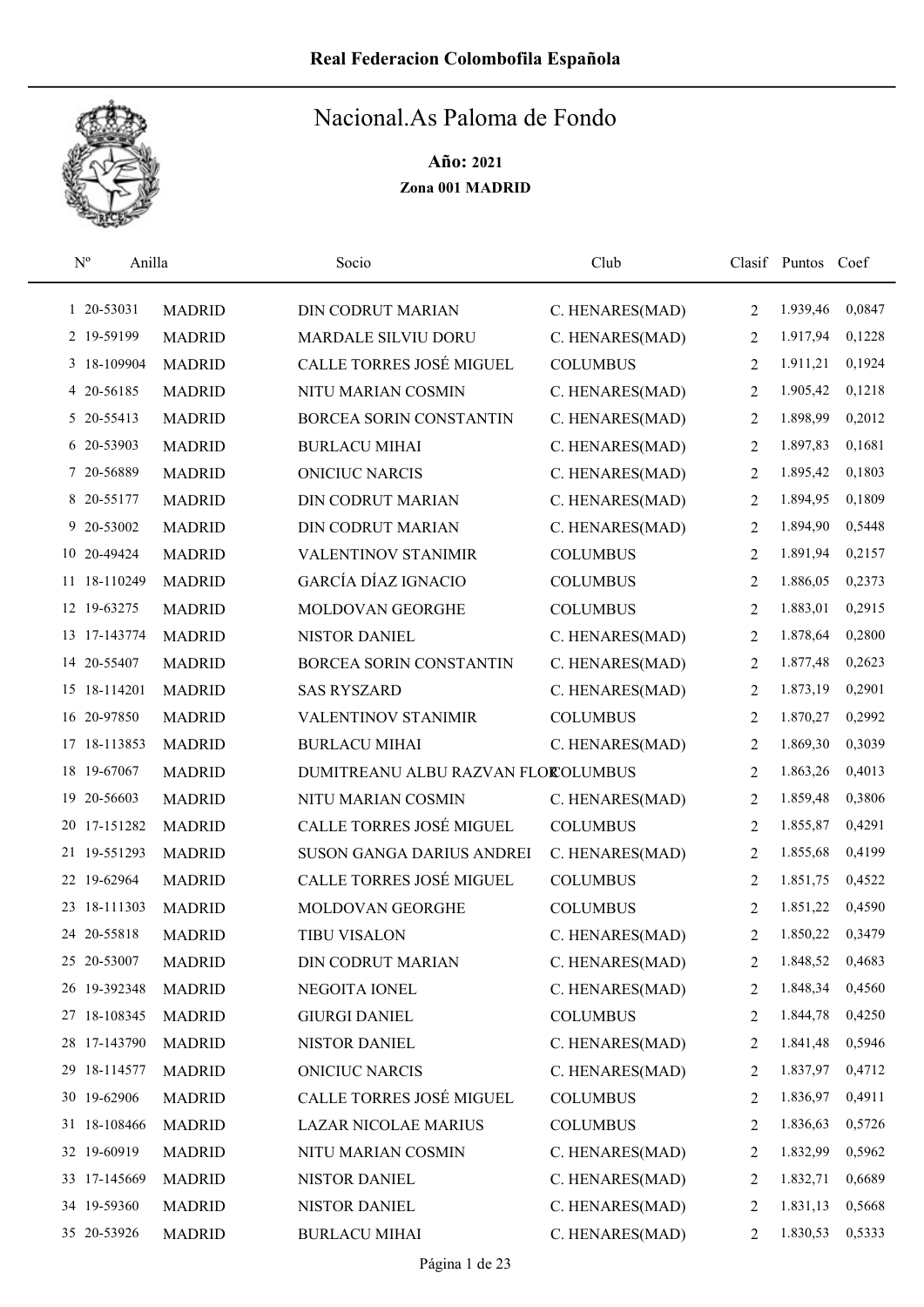# Real Federacion Colombofila Española

## Nacional.As Paloma de Fondo

**Año: 2021**

**Zona 001 MADRID**

| Nº | Anilla | | Socio | Club | Clasif | Puntos | Coef |
|---|---|---|---|---|---|---|---|
| 1 | 20-53031 | MADRID | DIN CODRUT MARIAN | C. HENARES(MAD) | 2 | 1.939,46 | 0,0847 |
| 2 | 19-59199 | MADRID | MARDALE SILVIU DORU | C. HENARES(MAD) | 2 | 1.917,94 | 0,1228 |
| 3 | 18-109904 | MADRID | CALLE TORRES JOSÉ MIGUEL | COLUMBUS | 2 | 1.911,21 | 0,1924 |
| 4 | 20-56185 | MADRID | NITU MARIAN COSMIN | C. HENARES(MAD) | 2 | 1.905,42 | 0,1218 |
| 5 | 20-55413 | MADRID | BORCEA SORIN CONSTANTIN | C. HENARES(MAD) | 2 | 1.898,99 | 0,2012 |
| 6 | 20-53903 | MADRID | BURLACU MIHAI | C. HENARES(MAD) | 2 | 1.897,83 | 0,1681 |
| 7 | 20-56889 | MADRID | ONICIUC NARCIS | C. HENARES(MAD) | 2 | 1.895,42 | 0,1803 |
| 8 | 20-55177 | MADRID | DIN CODRUT MARIAN | C. HENARES(MAD) | 2 | 1.894,95 | 0,1809 |
| 9 | 20-53002 | MADRID | DIN CODRUT MARIAN | C. HENARES(MAD) | 2 | 1.894,90 | 0,5448 |
| 10 | 20-49424 | MADRID | VALENTINOV STANIMIR | COLUMBUS | 2 | 1.891,94 | 0,2157 |
| 11 | 18-110249 | MADRID | GARCÍA DÍAZ IGNACIO | COLUMBUS | 2 | 1.886,05 | 0,2373 |
| 12 | 19-63275 | MADRID | MOLDOVAN GEORGHE | COLUMBUS | 2 | 1.883,01 | 0,2915 |
| 13 | 17-143774 | MADRID | NISTOR DANIEL | C. HENARES(MAD) | 2 | 1.878,64 | 0,2800 |
| 14 | 20-55407 | MADRID | BORCEA SORIN CONSTANTIN | C. HENARES(MAD) | 2 | 1.877,48 | 0,2623 |
| 15 | 18-114201 | MADRID | SAS RYSZARD | C. HENARES(MAD) | 2 | 1.873,19 | 0,2901 |
| 16 | 20-97850 | MADRID | VALENTINOV STANIMIR | COLUMBUS | 2 | 1.870,27 | 0,2992 |
| 17 | 18-113853 | MADRID | BURLACU MIHAI | C. HENARES(MAD) | 2 | 1.869,30 | 0,3039 |
| 18 | 19-67067 | MADRID | DUMITREANU ALBU RAZVAN FLOR | COLUMBUS | 2 | 1.863,26 | 0,4013 |
| 19 | 20-56603 | MADRID | NITU MARIAN COSMIN | C. HENARES(MAD) | 2 | 1.859,48 | 0,3806 |
| 20 | 17-151282 | MADRID | CALLE TORRES JOSÉ MIGUEL | COLUMBUS | 2 | 1.855,87 | 0,4291 |
| 21 | 19-551293 | MADRID | SUSON GANGA DARIUS ANDREI | C. HENARES(MAD) | 2 | 1.855,68 | 0,4199 |
| 22 | 19-62964 | MADRID | CALLE TORRES JOSÉ MIGUEL | COLUMBUS | 2 | 1.851,75 | 0,4522 |
| 23 | 18-111303 | MADRID | MOLDOVAN GEORGHE | COLUMBUS | 2 | 1.851,22 | 0,4590 |
| 24 | 20-55818 | MADRID | TIBU VISALON | C. HENARES(MAD) | 2 | 1.850,22 | 0,3479 |
| 25 | 20-53007 | MADRID | DIN CODRUT MARIAN | C. HENARES(MAD) | 2 | 1.848,52 | 0,4683 |
| 26 | 19-392348 | MADRID | NEGOITA IONEL | C. HENARES(MAD) | 2 | 1.848,34 | 0,4560 |
| 27 | 18-108345 | MADRID | GIURGI DANIEL | COLUMBUS | 2 | 1.844,78 | 0,4250 |
| 28 | 17-143790 | MADRID | NISTOR DANIEL | C. HENARES(MAD) | 2 | 1.841,48 | 0,5946 |
| 29 | 18-114577 | MADRID | ONICIUC NARCIS | C. HENARES(MAD) | 2 | 1.837,97 | 0,4712 |
| 30 | 19-62906 | MADRID | CALLE TORRES JOSÉ MIGUEL | COLUMBUS | 2 | 1.836,97 | 0,4911 |
| 31 | 18-108466 | MADRID | LAZAR NICOLAE MARIUS | COLUMBUS | 2 | 1.836,63 | 0,5726 |
| 32 | 19-60919 | MADRID | NITU MARIAN COSMIN | C. HENARES(MAD) | 2 | 1.832,99 | 0,5962 |
| 33 | 17-145669 | MADRID | NISTOR DANIEL | C. HENARES(MAD) | 2 | 1.832,71 | 0,6689 |
| 34 | 19-59360 | MADRID | NISTOR DANIEL | C. HENARES(MAD) | 2 | 1.831,13 | 0,5668 |
| 35 | 20-53926 | MADRID | BURLACU MIHAI | C. HENARES(MAD) | 2 | 1.830,53 | 0,5333 |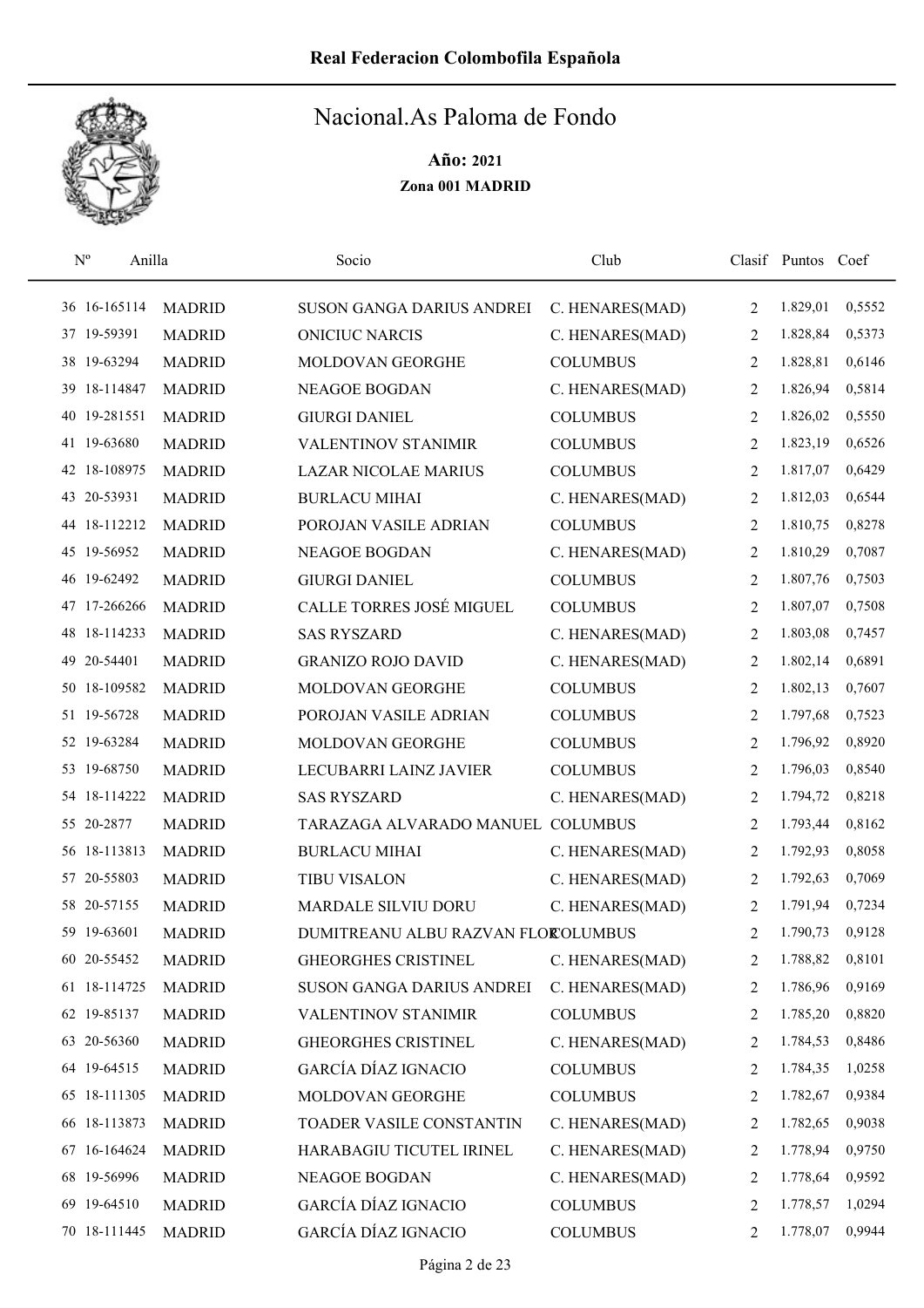# Real Federacion Colombofila Española

## Nacional.As Paloma de Fondo

**Año: 2021**

**Zona 001 MADRID**

| Nº | Anilla | | Socio | Club | Clasif | Puntos | Coef |
|---|---|---|---|---|---|---|---|
| 36 | 16-165114 | MADRID | SUSON GANGA DARIUS ANDREI | C. HENARES(MAD) | 2 | 1.829,01 | 0,5552 |
| 37 | 19-59391 | MADRID | ONICIUC NARCIS | C. HENARES(MAD) | 2 | 1.828,84 | 0,5373 |
| 38 | 19-63294 | MADRID | MOLDOVAN GEORGHE | COLUMBUS | 2 | 1.828,81 | 0,6146 |
| 39 | 18-114847 | MADRID | NEAGOE BOGDAN | C. HENARES(MAD) | 2 | 1.826,94 | 0,5814 |
| 40 | 19-281551 | MADRID | GIURGI DANIEL | COLUMBUS | 2 | 1.826,02 | 0,5550 |
| 41 | 19-63680 | MADRID | VALENTINOV STANIMIR | COLUMBUS | 2 | 1.823,19 | 0,6526 |
| 42 | 18-108975 | MADRID | LAZAR NICOLAE MARIUS | COLUMBUS | 2 | 1.817,07 | 0,6429 |
| 43 | 20-53931 | MADRID | BURLACU MIHAI | C. HENARES(MAD) | 2 | 1.812,03 | 0,6544 |
| 44 | 18-112212 | MADRID | POROJAN VASILE ADRIAN | COLUMBUS | 2 | 1.810,75 | 0,8278 |
| 45 | 19-56952 | MADRID | NEAGOE BOGDAN | C. HENARES(MAD) | 2 | 1.810,29 | 0,7087 |
| 46 | 19-62492 | MADRID | GIURGI DANIEL | COLUMBUS | 2 | 1.807,76 | 0,7503 |
| 47 | 17-266266 | MADRID | CALLE TORRES JOSÉ MIGUEL | COLUMBUS | 2 | 1.807,07 | 0,7508 |
| 48 | 18-114233 | MADRID | SAS RYSZARD | C. HENARES(MAD) | 2 | 1.803,08 | 0,7457 |
| 49 | 20-54401 | MADRID | GRANIZO ROJO DAVID | C. HENARES(MAD) | 2 | 1.802,14 | 0,6891 |
| 50 | 18-109582 | MADRID | MOLDOVAN GEORGHE | COLUMBUS | 2 | 1.802,13 | 0,7607 |
| 51 | 19-56728 | MADRID | POROJAN VASILE ADRIAN | COLUMBUS | 2 | 1.797,68 | 0,7523 |
| 52 | 19-63284 | MADRID | MOLDOVAN GEORGHE | COLUMBUS | 2 | 1.796,92 | 0,8920 |
| 53 | 19-68750 | MADRID | LECUBARRI LAINZ JAVIER | COLUMBUS | 2 | 1.796,03 | 0,8540 |
| 54 | 18-114222 | MADRID | SAS RYSZARD | C. HENARES(MAD) | 2 | 1.794,72 | 0,8218 |
| 55 | 20-2877 | MADRID | TARAZAGA ALVARADO MANUEL | COLUMBUS | 2 | 1.793,44 | 0,8162 |
| 56 | 18-113813 | MADRID | BURLACU MIHAI | C. HENARES(MAD) | 2 | 1.792,93 | 0,8058 |
| 57 | 20-55803 | MADRID | TIBU VISALON | C. HENARES(MAD) | 2 | 1.792,63 | 0,7069 |
| 58 | 20-57155 | MADRID | MARDALE SILVIU DORU | C. HENARES(MAD) | 2 | 1.791,94 | 0,7234 |
| 59 | 19-63601 | MADRID | DUMITREANU ALBU RAZVAN FLOR | COLUMBUS | 2 | 1.790,73 | 0,9128 |
| 60 | 20-55452 | MADRID | GHEORGHES CRISTINEL | C. HENARES(MAD) | 2 | 1.788,82 | 0,8101 |
| 61 | 18-114725 | MADRID | SUSON GANGA DARIUS ANDREI | C. HENARES(MAD) | 2 | 1.786,96 | 0,9169 |
| 62 | 19-85137 | MADRID | VALENTINOV STANIMIR | COLUMBUS | 2 | 1.785,20 | 0,8820 |
| 63 | 20-56360 | MADRID | GHEORGHES CRISTINEL | C. HENARES(MAD) | 2 | 1.784,53 | 0,8486 |
| 64 | 19-64515 | MADRID | GARCÍA DÍAZ IGNACIO | COLUMBUS | 2 | 1.784,35 | 1,0258 |
| 65 | 18-111305 | MADRID | MOLDOVAN GEORGHE | COLUMBUS | 2 | 1.782,67 | 0,9384 |
| 66 | 18-113873 | MADRID | TOADER VASILE CONSTANTIN | C. HENARES(MAD) | 2 | 1.782,65 | 0,9038 |
| 67 | 16-164624 | MADRID | HARABAGIU TICUTEL IRINEL | C. HENARES(MAD) | 2 | 1.778,94 | 0,9750 |
| 68 | 19-56996 | MADRID | NEAGOE BOGDAN | C. HENARES(MAD) | 2 | 1.778,64 | 0,9592 |
| 69 | 19-64510 | MADRID | GARCÍA DÍAZ IGNACIO | COLUMBUS | 2 | 1.778,57 | 1,0294 |
| 70 | 18-111445 | MADRID | GARCÍA DÍAZ IGNACIO | COLUMBUS | 2 | 1.778,07 | 0,9944 |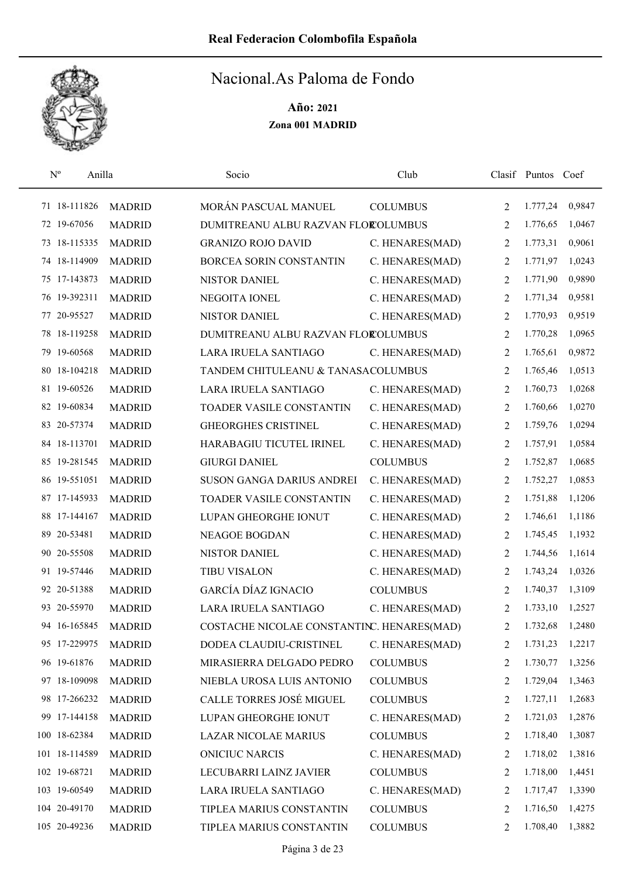# Real Federacion Colombofila Española

## Nacional.As Paloma de Fondo

**Año: 2021**

**Zona 001 MADRID**

| Nº | Anilla | | Socio | Club | Clasif | Puntos | Coef |
|---|---|---|---|---|---|---|---|
| 71 | 18-111826 | MADRID | MORÁN PASCUAL MANUEL | COLUMBUS | 2 | 1.777,24 | 0,9847 |
| 72 | 19-67056 | MADRID | DUMITREANU ALBU RAZVAN FLORCOLUMBUS | | 2 | 1.776,65 | 1,0467 |
| 73 | 18-115335 | MADRID | GRANIZO ROJO DAVID | C. HENARES(MAD) | 2 | 1.773,31 | 0,9061 |
| 74 | 18-114909 | MADRID | BORCEA SORIN CONSTANTIN | C. HENARES(MAD) | 2 | 1.771,97 | 1,0243 |
| 75 | 17-143873 | MADRID | NISTOR DANIEL | C. HENARES(MAD) | 2 | 1.771,90 | 0,9890 |
| 76 | 19-392311 | MADRID | NEGOITA IONEL | C. HENARES(MAD) | 2 | 1.771,34 | 0,9581 |
| 77 | 20-95527 | MADRID | NISTOR DANIEL | C. HENARES(MAD) | 2 | 1.770,93 | 0,9519 |
| 78 | 18-119258 | MADRID | DUMITREANU ALBU RAZVAN FLORCOLUMBUS | | 2 | 1.770,28 | 1,0965 |
| 79 | 19-60568 | MADRID | LARA IRUELA SANTIAGO | C. HENARES(MAD) | 2 | 1.765,61 | 0,9872 |
| 80 | 18-104218 | MADRID | TANDEM CHITULEANU & TANASACOLUMBUS | | 2 | 1.765,46 | 1,0513 |
| 81 | 19-60526 | MADRID | LARA IRUELA SANTIAGO | C. HENARES(MAD) | 2 | 1.760,73 | 1,0268 |
| 82 | 19-60834 | MADRID | TOADER VASILE CONSTANTIN | C. HENARES(MAD) | 2 | 1.760,66 | 1,0270 |
| 83 | 20-57374 | MADRID | GHEORGHES CRISTINEL | C. HENARES(MAD) | 2 | 1.759,76 | 1,0294 |
| 84 | 18-113701 | MADRID | HARABAGIU TICUTEL IRINEL | C. HENARES(MAD) | 2 | 1.757,91 | 1,0584 |
| 85 | 19-281545 | MADRID | GIURGI DANIEL | COLUMBUS | 2 | 1.752,87 | 1,0685 |
| 86 | 19-551051 | MADRID | SUSON GANGA DARIUS ANDREI | C. HENARES(MAD) | 2 | 1.752,27 | 1,0853 |
| 87 | 17-145933 | MADRID | TOADER VASILE CONSTANTIN | C. HENARES(MAD) | 2 | 1.751,88 | 1,1206 |
| 88 | 17-144167 | MADRID | LUPAN GHEORGHE IONUT | C. HENARES(MAD) | 2 | 1.746,61 | 1,1186 |
| 89 | 20-53481 | MADRID | NEAGOE BOGDAN | C. HENARES(MAD) | 2 | 1.745,45 | 1,1932 |
| 90 | 20-55508 | MADRID | NISTOR DANIEL | C. HENARES(MAD) | 2 | 1.744,56 | 1,1614 |
| 91 | 19-57446 | MADRID | TIBU VISALON | C. HENARES(MAD) | 2 | 1.743,24 | 1,0326 |
| 92 | 20-51388 | MADRID | GARCÍA DÍAZ IGNACIO | COLUMBUS | 2 | 1.740,37 | 1,3109 |
| 93 | 20-55970 | MADRID | LARA IRUELA SANTIAGO | C. HENARES(MAD) | 2 | 1.733,10 | 1,2527 |
| 94 | 16-165845 | MADRID | COSTACHE NICOLAE CONSTANTINC. HENARES(MAD) | | 2 | 1.732,68 | 1,2480 |
| 95 | 17-229975 | MADRID | DODEA CLAUDIU-CRISTINEL | C. HENARES(MAD) | 2 | 1.731,23 | 1,2217 |
| 96 | 19-61876 | MADRID | MIRASIERRA DELGADO PEDRO | COLUMBUS | 2 | 1.730,77 | 1,3256 |
| 97 | 18-109098 | MADRID | NIEBLA UROSA LUIS ANTONIO | COLUMBUS | 2 | 1.729,04 | 1,3463 |
| 98 | 17-266232 | MADRID | CALLE TORRES JOSÉ MIGUEL | COLUMBUS | 2 | 1.727,11 | 1,2683 |
| 99 | 17-144158 | MADRID | LUPAN GHEORGHE IONUT | C. HENARES(MAD) | 2 | 1.721,03 | 1,2876 |
| 100 | 18-62384 | MADRID | LAZAR NICOLAE MARIUS | COLUMBUS | 2 | 1.718,40 | 1,3087 |
| 101 | 18-114589 | MADRID | ONICIUC NARCIS | C. HENARES(MAD) | 2 | 1.718,02 | 1,3816 |
| 102 | 19-68721 | MADRID | LECUBARRI LAINZ JAVIER | COLUMBUS | 2 | 1.718,00 | 1,4451 |
| 103 | 19-60549 | MADRID | LARA IRUELA SANTIAGO | C. HENARES(MAD) | 2 | 1.717,47 | 1,3390 |
| 104 | 20-49170 | MADRID | TIPLEA MARIUS CONSTANTIN | COLUMBUS | 2 | 1.716,50 | 1,4275 |
| 105 | 20-49236 | MADRID | TIPLEA MARIUS CONSTANTIN | COLUMBUS | 2 | 1.708,40 | 1,3882 |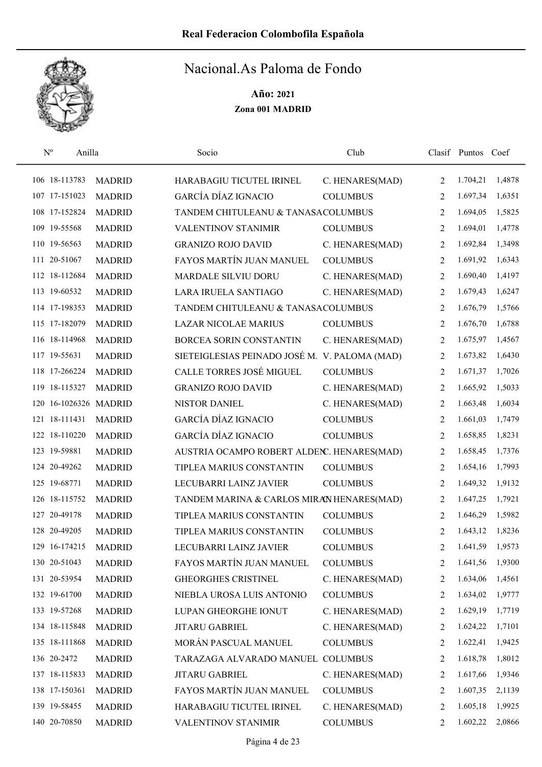Real Federacion Colombofila Española

# Nacional.As Paloma de Fondo

**Año: 2021**

**Zona 001 MADRID**

| Nº | Anilla | | Socio | Club | Clasif | Puntos | Coef |
|---|---|---|---|---|---|---|---|
| 106 | 18-113783 | MADRID | HARABAGIU TICUTEL IRINEL | C. HENARES(MAD) | 2 | 1.704,21 | 1,4878 |
| 107 | 17-151023 | MADRID | GARCÍA DÍAZ IGNACIO | COLUMBUS | 2 | 1.697,34 | 1,6351 |
| 108 | 17-152824 | MADRID | TANDEM CHITULEANU & TANASA | COLUMBUS | 2 | 1.694,05 | 1,5825 |
| 109 | 19-55568 | MADRID | VALENTINOV STANIMIR | COLUMBUS | 2 | 1.694,01 | 1,4778 |
| 110 | 19-56563 | MADRID | GRANIZO ROJO DAVID | C. HENARES(MAD) | 2 | 1.692,84 | 1,3498 |
| 111 | 20-51067 | MADRID | FAYOS MARTÍN JUAN MANUEL | COLUMBUS | 2 | 1.691,92 | 1,6343 |
| 112 | 18-112684 | MADRID | MARDALE SILVIU DORU | C. HENARES(MAD) | 2 | 1.690,40 | 1,4197 |
| 113 | 19-60532 | MADRID | LARA IRUELA SANTIAGO | C. HENARES(MAD) | 2 | 1.679,43 | 1,6247 |
| 114 | 17-198353 | MADRID | TANDEM CHITULEANU & TANASA | COLUMBUS | 2 | 1.676,79 | 1,5766 |
| 115 | 17-182079 | MADRID | LAZAR NICOLAE MARIUS | COLUMBUS | 2 | 1.676,70 | 1,6788 |
| 116 | 18-114968 | MADRID | BORCEA SORIN CONSTANTIN | C. HENARES(MAD) | 2 | 1.675,97 | 1,4567 |
| 117 | 19-55631 | MADRID | SIETEIGLESIAS PEINADO JOSÉ M. | V. PALOMA (MAD) | 2 | 1.673,82 | 1,6430 |
| 118 | 17-266224 | MADRID | CALLE TORRES JOSÉ MIGUEL | COLUMBUS | 2 | 1.671,37 | 1,7026 |
| 119 | 18-115327 | MADRID | GRANIZO ROJO DAVID | C. HENARES(MAD) | 2 | 1.665,92 | 1,5033 |
| 120 | 16-1026326 | MADRID | NISTOR DANIEL | C. HENARES(MAD) | 2 | 1.663,48 | 1,6034 |
| 121 | 18-111431 | MADRID | GARCÍA DÍAZ IGNACIO | COLUMBUS | 2 | 1.661,03 | 1,7479 |
| 122 | 18-110220 | MADRID | GARCÍA DÍAZ IGNACIO | COLUMBUS | 2 | 1.658,85 | 1,8231 |
| 123 | 19-59881 | MADRID | AUSTRIA OCAMPO ROBERT ALDEN | C. HENARES(MAD) | 2 | 1.658,45 | 1,7376 |
| 124 | 20-49262 | MADRID | TIPLEA MARIUS CONSTANTIN | COLUMBUS | 2 | 1.654,16 | 1,7993 |
| 125 | 19-68771 | MADRID | LECUBARRI LAINZ JAVIER | COLUMBUS | 2 | 1.649,32 | 1,9132 |
| 126 | 18-115752 | MADRID | TANDEM MARINA & CARLOS MIRA | C. HENARES(MAD) | 2 | 1.647,25 | 1,7921 |
| 127 | 20-49178 | MADRID | TIPLEA MARIUS CONSTANTIN | COLUMBUS | 2 | 1.646,29 | 1,5982 |
| 128 | 20-49205 | MADRID | TIPLEA MARIUS CONSTANTIN | COLUMBUS | 2 | 1.643,12 | 1,8236 |
| 129 | 16-174215 | MADRID | LECUBARRI LAINZ JAVIER | COLUMBUS | 2 | 1.641,59 | 1,9573 |
| 130 | 20-51043 | MADRID | FAYOS MARTÍN JUAN MANUEL | COLUMBUS | 2 | 1.641,56 | 1,9300 |
| 131 | 20-53954 | MADRID | GHEORGHES CRISTINEL | C. HENARES(MAD) | 2 | 1.634,06 | 1,4561 |
| 132 | 19-61700 | MADRID | NIEBLA UROSA LUIS ANTONIO | COLUMBUS | 2 | 1.634,02 | 1,9777 |
| 133 | 19-57268 | MADRID | LUPAN GHEORGHE IONUT | C. HENARES(MAD) | 2 | 1.629,19 | 1,7719 |
| 134 | 18-115848 | MADRID | JITARU GABRIEL | C. HENARES(MAD) | 2 | 1.624,22 | 1,7101 |
| 135 | 18-111868 | MADRID | MORÁN PASCUAL MANUEL | COLUMBUS | 2 | 1.622,41 | 1,9425 |
| 136 | 20-2472 | MADRID | TARAZAGA ALVARADO MANUEL | COLUMBUS | 2 | 1.618,78 | 1,8012 |
| 137 | 18-115833 | MADRID | JITARU GABRIEL | C. HENARES(MAD) | 2 | 1.617,66 | 1,9346 |
| 138 | 17-150361 | MADRID | FAYOS MARTÍN JUAN MANUEL | COLUMBUS | 2 | 1.607,35 | 2,1139 |
| 139 | 19-58455 | MADRID | HARABAGIU TICUTEL IRINEL | C. HENARES(MAD) | 2 | 1.605,18 | 1,9925 |
| 140 | 20-70850 | MADRID | VALENTINOV STANIMIR | COLUMBUS | 2 | 1.602,22 | 2,0866 |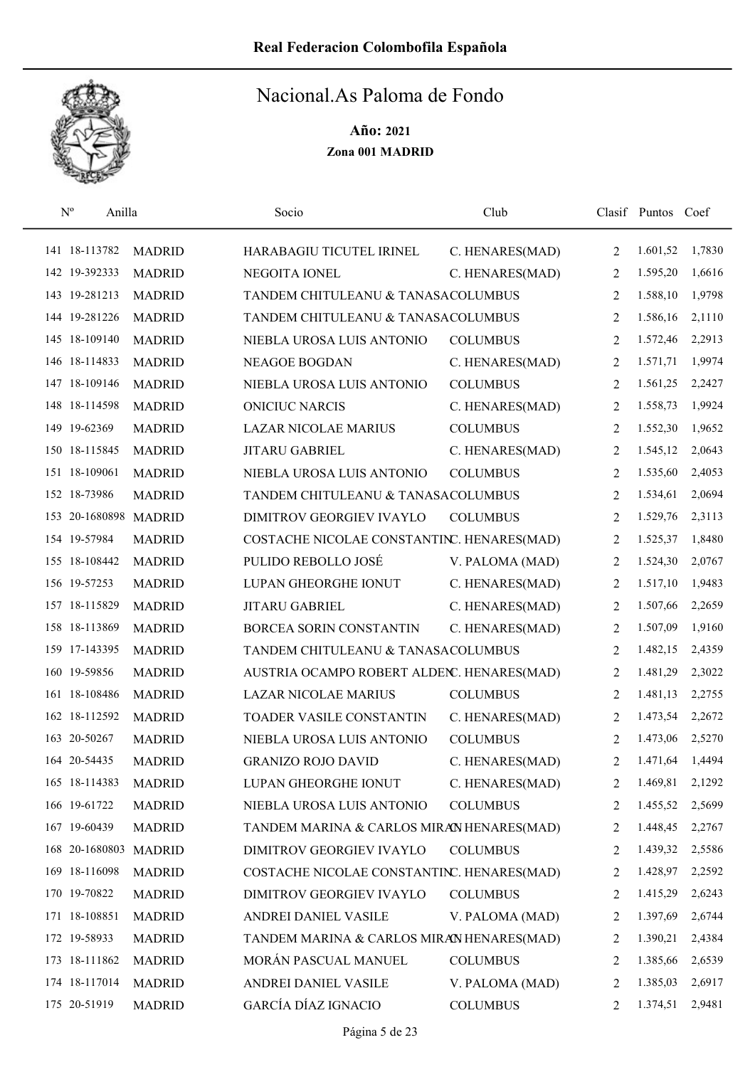# Real Federacion Colombofila Española

## Nacional.As Paloma de Fondo

**Año: 2021**

**Zona 001 MADRID**

| Nº | Anilla | | Socio | Club | Clasif | Puntos | Coef |
|---|---|---|---|---|---|---|---|
| 141 | 18-113782 | MADRID | HARABAGIU TICUTEL IRINEL | C. HENARES(MAD) | 2 | 1.601,52 | 1,7830 |
| 142 | 19-392333 | MADRID | NEGOITA IONEL | C. HENARES(MAD) | 2 | 1.595,20 | 1,6616 |
| 143 | 19-281213 | MADRID | TANDEM CHITULEANU & TANASA | COLUMBUS | 2 | 1.588,10 | 1,9798 |
| 144 | 19-281226 | MADRID | TANDEM CHITULEANU & TANASA | COLUMBUS | 2 | 1.586,16 | 2,1110 |
| 145 | 18-109140 | MADRID | NIEBLA UROSA LUIS ANTONIO | COLUMBUS | 2 | 1.572,46 | 2,2913 |
| 146 | 18-114833 | MADRID | NEAGOE BOGDAN | C. HENARES(MAD) | 2 | 1.571,71 | 1,9974 |
| 147 | 18-109146 | MADRID | NIEBLA UROSA LUIS ANTONIO | COLUMBUS | 2 | 1.561,25 | 2,2427 |
| 148 | 18-114598 | MADRID | ONICIUC NARCIS | C. HENARES(MAD) | 2 | 1.558,73 | 1,9924 |
| 149 | 19-62369 | MADRID | LAZAR NICOLAE MARIUS | COLUMBUS | 2 | 1.552,30 | 1,9652 |
| 150 | 18-115845 | MADRID | JITARU GABRIEL | C. HENARES(MAD) | 2 | 1.545,12 | 2,0643 |
| 151 | 18-109061 | MADRID | NIEBLA UROSA LUIS ANTONIO | COLUMBUS | 2 | 1.535,60 | 2,4053 |
| 152 | 18-73986 | MADRID | TANDEM CHITULEANU & TANASA | COLUMBUS | 2 | 1.534,61 | 2,0694 |
| 153 | 20-1680898 | MADRID | DIMITROV GEORGIEV IVAYLO | COLUMBUS | 2 | 1.529,76 | 2,3113 |
| 154 | 19-57984 | MADRID | COSTACHE NICOLAE CONSTANTIN | C. HENARES(MAD) | 2 | 1.525,37 | 1,8480 |
| 155 | 18-108442 | MADRID | PULIDO REBOLLO JOSÉ | V. PALOMA (MAD) | 2 | 1.524,30 | 2,0767 |
| 156 | 19-57253 | MADRID | LUPAN GHEORGHE IONUT | C. HENARES(MAD) | 2 | 1.517,10 | 1,9483 |
| 157 | 18-115829 | MADRID | JITARU GABRIEL | C. HENARES(MAD) | 2 | 1.507,66 | 2,2659 |
| 158 | 18-113869 | MADRID | BORCEA SORIN CONSTANTIN | C. HENARES(MAD) | 2 | 1.507,09 | 1,9160 |
| 159 | 17-143395 | MADRID | TANDEM CHITULEANU & TANASA | COLUMBUS | 2 | 1.482,15 | 2,4359 |
| 160 | 19-59856 | MADRID | AUSTRIA OCAMPO ROBERT ALDEN | C. HENARES(MAD) | 2 | 1.481,29 | 2,3022 |
| 161 | 18-108486 | MADRID | LAZAR NICOLAE MARIUS | COLUMBUS | 2 | 1.481,13 | 2,2755 |
| 162 | 18-112592 | MADRID | TOADER VASILE CONSTANTIN | C. HENARES(MAD) | 2 | 1.473,54 | 2,2672 |
| 163 | 20-50267 | MADRID | NIEBLA UROSA LUIS ANTONIO | COLUMBUS | 2 | 1.473,06 | 2,5270 |
| 164 | 20-54435 | MADRID | GRANIZO ROJO DAVID | C. HENARES(MAD) | 2 | 1.471,64 | 1,4494 |
| 165 | 18-114383 | MADRID | LUPAN GHEORGHE IONUT | C. HENARES(MAD) | 2 | 1.469,81 | 2,1292 |
| 166 | 19-61722 | MADRID | NIEBLA UROSA LUIS ANTONIO | COLUMBUS | 2 | 1.455,52 | 2,5699 |
| 167 | 19-60439 | MADRID | TANDEM MARINA & CARLOS MIRA | C. HENARES(MAD) | 2 | 1.448,45 | 2,2767 |
| 168 | 20-1680803 | MADRID | DIMITROV GEORGIEV IVAYLO | COLUMBUS | 2 | 1.439,32 | 2,5586 |
| 169 | 18-116098 | MADRID | COSTACHE NICOLAE CONSTANTIN | C. HENARES(MAD) | 2 | 1.428,97 | 2,2592 |
| 170 | 19-70822 | MADRID | DIMITROV GEORGIEV IVAYLO | COLUMBUS | 2 | 1.415,29 | 2,6243 |
| 171 | 18-108851 | MADRID | ANDREI DANIEL VASILE | V. PALOMA (MAD) | 2 | 1.397,69 | 2,6744 |
| 172 | 19-58933 | MADRID | TANDEM MARINA & CARLOS MIRA | C. HENARES(MAD) | 2 | 1.390,21 | 2,4384 |
| 173 | 18-111862 | MADRID | MORÁN PASCUAL MANUEL | COLUMBUS | 2 | 1.385,66 | 2,6539 |
| 174 | 18-117014 | MADRID | ANDREI DANIEL VASILE | V. PALOMA (MAD) | 2 | 1.385,03 | 2,6917 |
| 175 | 20-51919 | MADRID | GARCÍA DÍAZ IGNACIO | COLUMBUS | 2 | 1.374,51 | 2,9481 |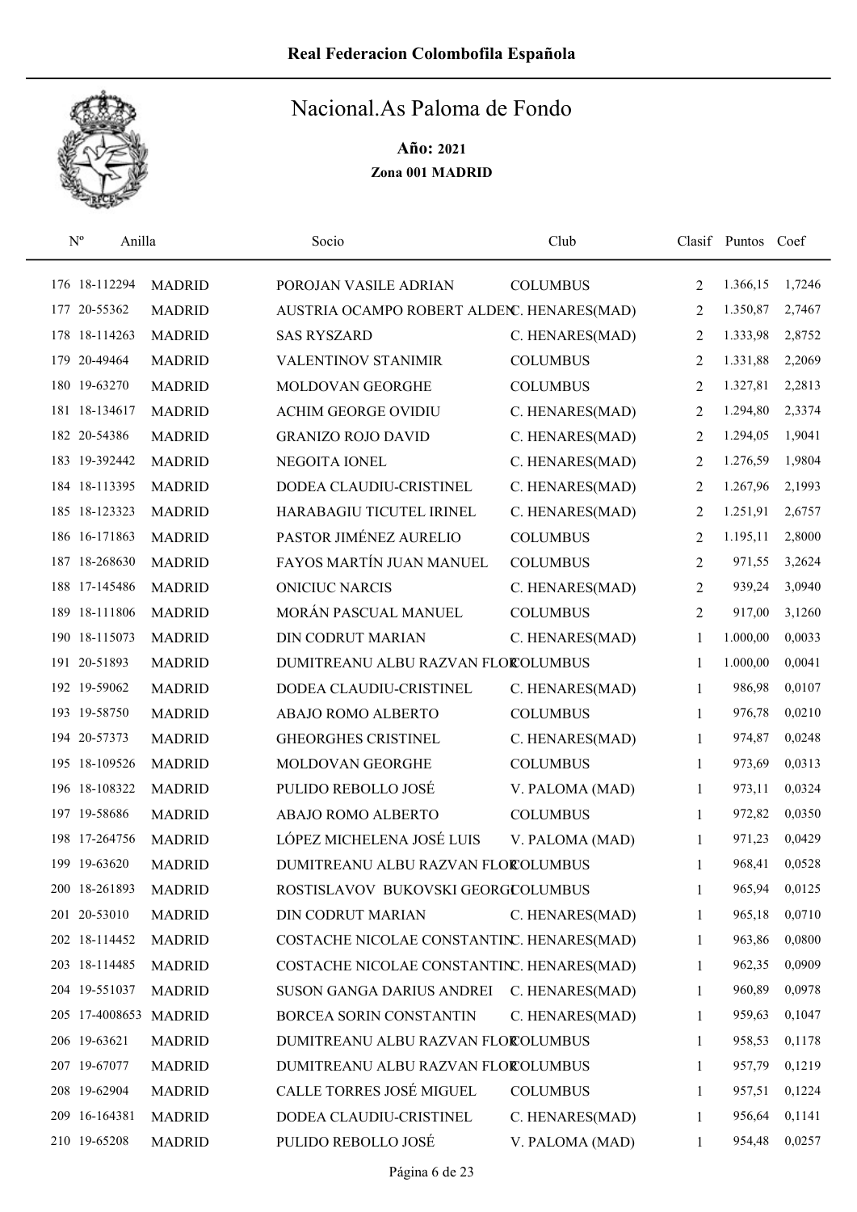# Real Federacion Colombofila Española

## Nacional.As Paloma de Fondo

**Año: 2021**

**Zona 001 MADRID**

| Nº | Anilla | | Socio | Club | Clasif | Puntos | Coef |
|---|---|---|---|---|---|---|---|
| 176 | 18-112294 | MADRID | POROJAN VASILE ADRIAN | COLUMBUS | 2 | 1.366,15 | 1,7246 |
| 177 | 20-55362 | MADRID | AUSTRIA OCAMPO ROBERT ALDENC. HENARES(MAD) | | 2 | 1.350,87 | 2,7467 |
| 178 | 18-114263 | MADRID | SAS RYSZARD | C. HENARES(MAD) | 2 | 1.333,98 | 2,8752 |
| 179 | 20-49464 | MADRID | VALENTINOV STANIMIR | COLUMBUS | 2 | 1.331,88 | 2,2069 |
| 180 | 19-63270 | MADRID | MOLDOVAN GEORGHE | COLUMBUS | 2 | 1.327,81 | 2,2813 |
| 181 | 18-134617 | MADRID | ACHIM GEORGE OVIDIU | C. HENARES(MAD) | 2 | 1.294,80 | 2,3374 |
| 182 | 20-54386 | MADRID | GRANIZO ROJO DAVID | C. HENARES(MAD) | 2 | 1.294,05 | 1,9041 |
| 183 | 19-392442 | MADRID | NEGOITA IONEL | C. HENARES(MAD) | 2 | 1.276,59 | 1,9804 |
| 184 | 18-113395 | MADRID | DODEA CLAUDIU-CRISTINEL | C. HENARES(MAD) | 2 | 1.267,96 | 2,1993 |
| 185 | 18-123323 | MADRID | HARABAGIU TICUTEL IRINEL | C. HENARES(MAD) | 2 | 1.251,91 | 2,6757 |
| 186 | 16-171863 | MADRID | PASTOR JIMÉNEZ AURELIO | COLUMBUS | 2 | 1.195,11 | 2,8000 |
| 187 | 18-268630 | MADRID | FAYOS MARTÍN JUAN MANUEL | COLUMBUS | 2 | 971,55 | 3,2624 |
| 188 | 17-145486 | MADRID | ONICIUC NARCIS | C. HENARES(MAD) | 2 | 939,24 | 3,0940 |
| 189 | 18-111806 | MADRID | MORÁN PASCUAL MANUEL | COLUMBUS | 2 | 917,00 | 3,1260 |
| 190 | 18-115073 | MADRID | DIN CODRUT MARIAN | C. HENARES(MAD) | 1 | 1.000,00 | 0,0033 |
| 191 | 20-51893 | MADRID | DUMITREANU ALBU RAZVAN FLORCOLUMBUS | | 1 | 1.000,00 | 0,0041 |
| 192 | 19-59062 | MADRID | DODEA CLAUDIU-CRISTINEL | C. HENARES(MAD) | 1 | 986,98 | 0,0107 |
| 193 | 19-58750 | MADRID | ABAJO ROMO ALBERTO | COLUMBUS | 1 | 976,78 | 0,0210 |
| 194 | 20-57373 | MADRID | GHEORGHES CRISTINEL | C. HENARES(MAD) | 1 | 974,87 | 0,0248 |
| 195 | 18-109526 | MADRID | MOLDOVAN GEORGHE | COLUMBUS | 1 | 973,69 | 0,0313 |
| 196 | 18-108322 | MADRID | PULIDO REBOLLO JOSÉ | V. PALOMA (MAD) | 1 | 973,11 | 0,0324 |
| 197 | 19-58686 | MADRID | ABAJO ROMO ALBERTO | COLUMBUS | 1 | 972,82 | 0,0350 |
| 198 | 17-264756 | MADRID | LÓPEZ MICHELENA JOSÉ LUIS | V. PALOMA (MAD) | 1 | 971,23 | 0,0429 |
| 199 | 19-63620 | MADRID | DUMITREANU ALBU RAZVAN FLORCOLUMBUS | | 1 | 968,41 | 0,0528 |
| 200 | 18-261893 | MADRID | ROSTISLAVOV BUKOVSKI GEORGICOLUMBUS | | 1 | 965,94 | 0,0125 |
| 201 | 20-53010 | MADRID | DIN CODRUT MARIAN | C. HENARES(MAD) | 1 | 965,18 | 0,0710 |
| 202 | 18-114452 | MADRID | COSTACHE NICOLAE CONSTANTINC. HENARES(MAD) | | 1 | 963,86 | 0,0800 |
| 203 | 18-114485 | MADRID | COSTACHE NICOLAE CONSTANTINC. HENARES(MAD) | | 1 | 962,35 | 0,0909 |
| 204 | 19-551037 | MADRID | SUSON GANGA DARIUS ANDREI | C. HENARES(MAD) | 1 | 960,89 | 0,0978 |
| 205 | 17-4008653 | MADRID | BORCEA SORIN CONSTANTIN | C. HENARES(MAD) | 1 | 959,63 | 0,1047 |
| 206 | 19-63621 | MADRID | DUMITREANU ALBU RAZVAN FLORCOLUMBUS | | 1 | 958,53 | 0,1178 |
| 207 | 19-67077 | MADRID | DUMITREANU ALBU RAZVAN FLORCOLUMBUS | | 1 | 957,79 | 0,1219 |
| 208 | 19-62904 | MADRID | CALLE TORRES JOSÉ MIGUEL | COLUMBUS | 1 | 957,51 | 0,1224 |
| 209 | 16-164381 | MADRID | DODEA CLAUDIU-CRISTINEL | C. HENARES(MAD) | 1 | 956,64 | 0,1141 |
| 210 | 19-65208 | MADRID | PULIDO REBOLLO JOSÉ | V. PALOMA (MAD) | 1 | 954,48 | 0,0257 |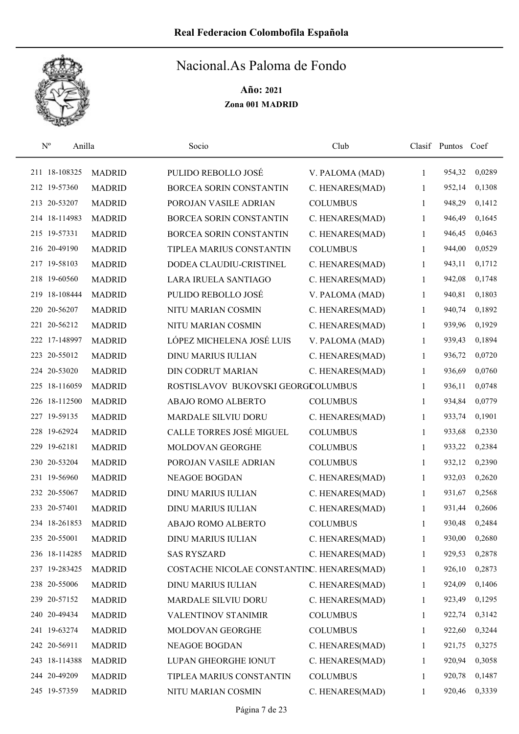# Real Federacion Colombofila Española

## Nacional.As Paloma de Fondo

**Año: 2021**

**Zona 001 MADRID**

| Nº | Anilla | | Socio | Club | Clasif | Puntos | Coef |
|---|---|---|---|---|---|---|---|
| 211 | 18-108325 | MADRID | PULIDO REBOLLO JOSÉ | V. PALOMA (MAD) | 1 | 954,32 | 0,0289 |
| 212 | 19-57360 | MADRID | BORCEA SORIN CONSTANTIN | C. HENARES(MAD) | 1 | 952,14 | 0,1308 |
| 213 | 20-53207 | MADRID | POROJAN VASILE ADRIAN | COLUMBUS | 1 | 948,29 | 0,1412 |
| 214 | 18-114983 | MADRID | BORCEA SORIN CONSTANTIN | C. HENARES(MAD) | 1 | 946,49 | 0,1645 |
| 215 | 19-57331 | MADRID | BORCEA SORIN CONSTANTIN | C. HENARES(MAD) | 1 | 946,45 | 0,0463 |
| 216 | 20-49190 | MADRID | TIPLEA MARIUS CONSTANTIN | COLUMBUS | 1 | 944,00 | 0,0529 |
| 217 | 19-58103 | MADRID | DODEA CLAUDIU-CRISTINEL | C. HENARES(MAD) | 1 | 943,11 | 0,1712 |
| 218 | 19-60560 | MADRID | LARA IRUELA SANTIAGO | C. HENARES(MAD) | 1 | 942,08 | 0,1748 |
| 219 | 18-108444 | MADRID | PULIDO REBOLLO JOSÉ | V. PALOMA (MAD) | 1 | 940,81 | 0,1803 |
| 220 | 20-56207 | MADRID | NITU MARIAN COSMIN | C. HENARES(MAD) | 1 | 940,74 | 0,1892 |
| 221 | 20-56212 | MADRID | NITU MARIAN COSMIN | C. HENARES(MAD) | 1 | 939,96 | 0,1929 |
| 222 | 17-148997 | MADRID | LÓPEZ MICHELENA JOSÉ LUIS | V. PALOMA (MAD) | 1 | 939,43 | 0,1894 |
| 223 | 20-55012 | MADRID | DINU MARIUS IULIAN | C. HENARES(MAD) | 1 | 936,72 | 0,0720 |
| 224 | 20-53020 | MADRID | DIN CODRUT MARIAN | C. HENARES(MAD) | 1 | 936,69 | 0,0760 |
| 225 | 18-116059 | MADRID | ROSTISLAVOV BUKOVSKI GEORGI | COLUMBUS | 1 | 936,11 | 0,0748 |
| 226 | 18-112500 | MADRID | ABAJO ROMO ALBERTO | COLUMBUS | 1 | 934,84 | 0,0779 |
| 227 | 19-59135 | MADRID | MARDALE SILVIU DORU | C. HENARES(MAD) | 1 | 933,74 | 0,1901 |
| 228 | 19-62924 | MADRID | CALLE TORRES JOSÉ MIGUEL | COLUMBUS | 1 | 933,68 | 0,2330 |
| 229 | 19-62181 | MADRID | MOLDOVAN GEORGHE | COLUMBUS | 1 | 933,22 | 0,2384 |
| 230 | 20-53204 | MADRID | POROJAN VASILE ADRIAN | COLUMBUS | 1 | 932,12 | 0,2390 |
| 231 | 19-56960 | MADRID | NEAGOE BOGDAN | C. HENARES(MAD) | 1 | 932,03 | 0,2620 |
| 232 | 20-55067 | MADRID | DINU MARIUS IULIAN | C. HENARES(MAD) | 1 | 931,67 | 0,2568 |
| 233 | 20-57401 | MADRID | DINU MARIUS IULIAN | C. HENARES(MAD) | 1 | 931,44 | 0,2606 |
| 234 | 18-261853 | MADRID | ABAJO ROMO ALBERTO | COLUMBUS | 1 | 930,48 | 0,2484 |
| 235 | 20-55001 | MADRID | DINU MARIUS IULIAN | C. HENARES(MAD) | 1 | 930,00 | 0,2680 |
| 236 | 18-114285 | MADRID | SAS RYSZARD | C. HENARES(MAD) | 1 | 929,53 | 0,2878 |
| 237 | 19-283425 | MADRID | COSTACHE NICOLAE CONSTANTIN | C. HENARES(MAD) | 1 | 926,10 | 0,2873 |
| 238 | 20-55006 | MADRID | DINU MARIUS IULIAN | C. HENARES(MAD) | 1 | 924,09 | 0,1406 |
| 239 | 20-57152 | MADRID | MARDALE SILVIU DORU | C. HENARES(MAD) | 1 | 923,49 | 0,1295 |
| 240 | 20-49434 | MADRID | VALENTINOV STANIMIR | COLUMBUS | 1 | 922,74 | 0,3142 |
| 241 | 19-63274 | MADRID | MOLDOVAN GEORGHE | COLUMBUS | 1 | 922,60 | 0,3244 |
| 242 | 20-56911 | MADRID | NEAGOE BOGDAN | C. HENARES(MAD) | 1 | 921,75 | 0,3275 |
| 243 | 18-114388 | MADRID | LUPAN GHEORGHE IONUT | C. HENARES(MAD) | 1 | 920,94 | 0,3058 |
| 244 | 20-49209 | MADRID | TIPLEA MARIUS CONSTANTIN | COLUMBUS | 1 | 920,78 | 0,1487 |
| 245 | 19-57359 | MADRID | NITU MARIAN COSMIN | C. HENARES(MAD) | 1 | 920,46 | 0,3339 |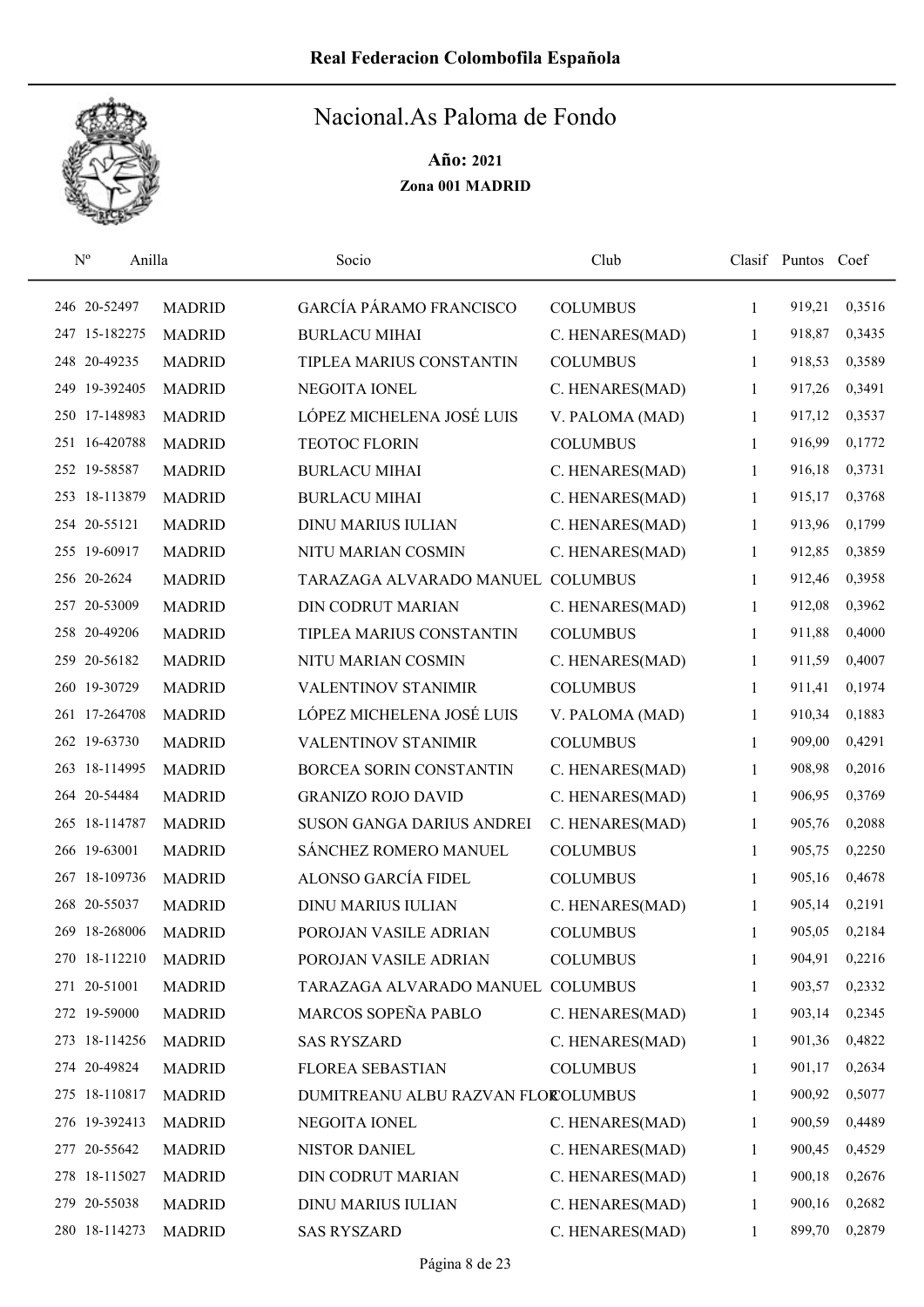**Real Federacion Colombofila Española**

# Nacional.As Paloma de Fondo

**Año: 2021**

**Zona 001 MADRID**

| Nº | Anilla | | Socio | Club | Clasif | Puntos | Coef |
|---|---|---|---|---|---|---|---|
| 246 | 20-52497 | MADRID | GARCÍA PÁRAMO FRANCISCO | COLUMBUS | 1 | 919,21 | 0,3516 |
| 247 | 15-182275 | MADRID | BURLACU MIHAI | C. HENARES(MAD) | 1 | 918,87 | 0,3435 |
| 248 | 20-49235 | MADRID | TIPLEA MARIUS CONSTANTIN | COLUMBUS | 1 | 918,53 | 0,3589 |
| 249 | 19-392405 | MADRID | NEGOITA IONEL | C. HENARES(MAD) | 1 | 917,26 | 0,3491 |
| 250 | 17-148983 | MADRID | LÓPEZ MICHELENA JOSÉ LUIS | V. PALOMA (MAD) | 1 | 917,12 | 0,3537 |
| 251 | 16-420788 | MADRID | TEOTOC FLORIN | COLUMBUS | 1 | 916,99 | 0,1772 |
| 252 | 19-58587 | MADRID | BURLACU MIHAI | C. HENARES(MAD) | 1 | 916,18 | 0,3731 |
| 253 | 18-113879 | MADRID | BURLACU MIHAI | C. HENARES(MAD) | 1 | 915,17 | 0,3768 |
| 254 | 20-55121 | MADRID | DINU MARIUS IULIAN | C. HENARES(MAD) | 1 | 913,96 | 0,1799 |
| 255 | 19-60917 | MADRID | NITU MARIAN COSMIN | C. HENARES(MAD) | 1 | 912,85 | 0,3859 |
| 256 | 20-2624 | MADRID | TARAZAGA ALVARADO MANUEL | COLUMBUS | 1 | 912,46 | 0,3958 |
| 257 | 20-53009 | MADRID | DIN CODRUT MARIAN | C. HENARES(MAD) | 1 | 912,08 | 0,3962 |
| 258 | 20-49206 | MADRID | TIPLEA MARIUS CONSTANTIN | COLUMBUS | 1 | 911,88 | 0,4000 |
| 259 | 20-56182 | MADRID | NITU MARIAN COSMIN | C. HENARES(MAD) | 1 | 911,59 | 0,4007 |
| 260 | 19-30729 | MADRID | VALENTINOV STANIMIR | COLUMBUS | 1 | 911,41 | 0,1974 |
| 261 | 17-264708 | MADRID | LÓPEZ MICHELENA JOSÉ LUIS | V. PALOMA (MAD) | 1 | 910,34 | 0,1883 |
| 262 | 19-63730 | MADRID | VALENTINOV STANIMIR | COLUMBUS | 1 | 909,00 | 0,4291 |
| 263 | 18-114995 | MADRID | BORCEA SORIN CONSTANTIN | C. HENARES(MAD) | 1 | 908,98 | 0,2016 |
| 264 | 20-54484 | MADRID | GRANIZO ROJO DAVID | C. HENARES(MAD) | 1 | 906,95 | 0,3769 |
| 265 | 18-114787 | MADRID | SUSON GANGA DARIUS ANDREI | C. HENARES(MAD) | 1 | 905,76 | 0,2088 |
| 266 | 19-63001 | MADRID | SÁNCHEZ ROMERO MANUEL | COLUMBUS | 1 | 905,75 | 0,2250 |
| 267 | 18-109736 | MADRID | ALONSO GARCÍA FIDEL | COLUMBUS | 1 | 905,16 | 0,4678 |
| 268 | 20-55037 | MADRID | DINU MARIUS IULIAN | C. HENARES(MAD) | 1 | 905,14 | 0,2191 |
| 269 | 18-268006 | MADRID | POROJAN VASILE ADRIAN | COLUMBUS | 1 | 905,05 | 0,2184 |
| 270 | 18-112210 | MADRID | POROJAN VASILE ADRIAN | COLUMBUS | 1 | 904,91 | 0,2216 |
| 271 | 20-51001 | MADRID | TARAZAGA ALVARADO MANUEL | COLUMBUS | 1 | 903,57 | 0,2332 |
| 272 | 19-59000 | MADRID | MARCOS SOPEÑA PABLO | C. HENARES(MAD) | 1 | 903,14 | 0,2345 |
| 273 | 18-114256 | MADRID | SAS RYSZARD | C. HENARES(MAD) | 1 | 901,36 | 0,4822 |
| 274 | 20-49824 | MADRID | FLOREA SEBASTIAN | COLUMBUS | 1 | 901,17 | 0,2634 |
| 275 | 18-110817 | MADRID | DUMITREANU ALBU RAZVAN FLOR | COLUMBUS | 1 | 900,92 | 0,5077 |
| 276 | 19-392413 | MADRID | NEGOITA IONEL | C. HENARES(MAD) | 1 | 900,59 | 0,4489 |
| 277 | 20-55642 | MADRID | NISTOR DANIEL | C. HENARES(MAD) | 1 | 900,45 | 0,4529 |
| 278 | 18-115027 | MADRID | DIN CODRUT MARIAN | C. HENARES(MAD) | 1 | 900,18 | 0,2676 |
| 279 | 20-55038 | MADRID | DINU MARIUS IULIAN | C. HENARES(MAD) | 1 | 900,16 | 0,2682 |
| 280 | 18-114273 | MADRID | SAS RYSZARD | C. HENARES(MAD) | 1 | 899,70 | 0,2879 |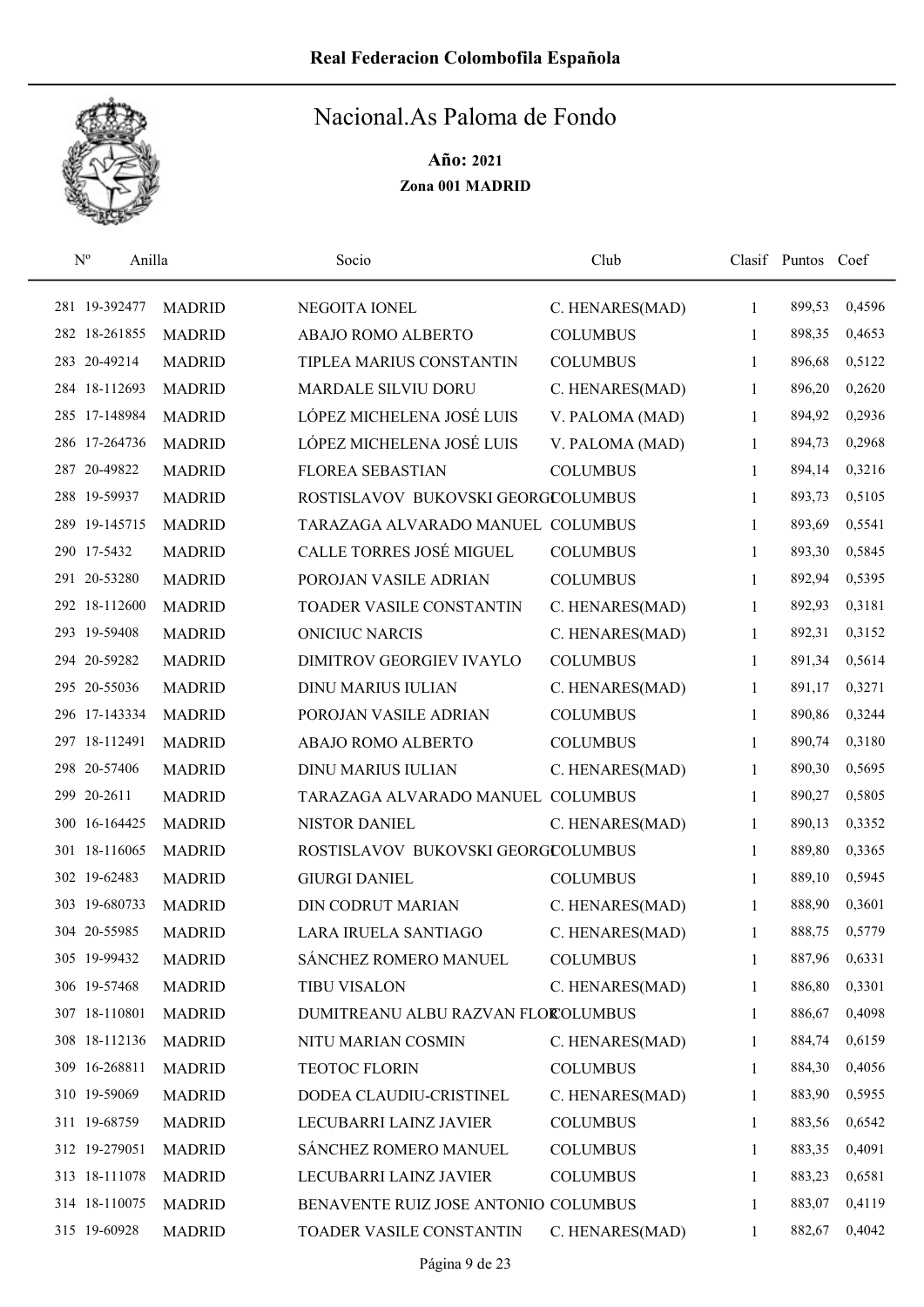# Real Federacion Colombofila Española

## Nacional.As Paloma de Fondo

**Año: 2021**

**Zona 001 MADRID**

| Nº | Anilla | | Socio | Club | Clasif | Puntos | Coef |
|---|---|---|---|---|---|---|---|
| 281 | 19-392477 | MADRID | NEGOITA IONEL | C. HENARES(MAD) | 1 | 899,53 | 0,4596 |
| 282 | 18-261855 | MADRID | ABAJO ROMO ALBERTO | COLUMBUS | 1 | 898,35 | 0,4653 |
| 283 | 20-49214 | MADRID | TIPLEA MARIUS CONSTANTIN | COLUMBUS | 1 | 896,68 | 0,5122 |
| 284 | 18-112693 | MADRID | MARDALE SILVIU DORU | C. HENARES(MAD) | 1 | 896,20 | 0,2620 |
| 285 | 17-148984 | MADRID | LÓPEZ MICHELENA JOSÉ LUIS | V. PALOMA (MAD) | 1 | 894,92 | 0,2936 |
| 286 | 17-264736 | MADRID | LÓPEZ MICHELENA JOSÉ LUIS | V. PALOMA (MAD) | 1 | 894,73 | 0,2968 |
| 287 | 20-49822 | MADRID | FLOREA SEBASTIAN | COLUMBUS | 1 | 894,14 | 0,3216 |
| 288 | 19-59937 | MADRID | ROSTISLAVOV BUKOVSKI GEORGI | COLUMBUS | 1 | 893,73 | 0,5105 |
| 289 | 19-145715 | MADRID | TARAZAGA ALVARADO MANUEL | COLUMBUS | 1 | 893,69 | 0,5541 |
| 290 | 17-5432 | MADRID | CALLE TORRES JOSÉ MIGUEL | COLUMBUS | 1 | 893,30 | 0,5845 |
| 291 | 20-53280 | MADRID | POROJAN VASILE ADRIAN | COLUMBUS | 1 | 892,94 | 0,5395 |
| 292 | 18-112600 | MADRID | TOADER VASILE CONSTANTIN | C. HENARES(MAD) | 1 | 892,93 | 0,3181 |
| 293 | 19-59408 | MADRID | ONICIUC NARCIS | C. HENARES(MAD) | 1 | 892,31 | 0,3152 |
| 294 | 20-59282 | MADRID | DIMITROV GEORGIEV IVAYLO | COLUMBUS | 1 | 891,34 | 0,5614 |
| 295 | 20-55036 | MADRID | DINU MARIUS IULIAN | C. HENARES(MAD) | 1 | 891,17 | 0,3271 |
| 296 | 17-143334 | MADRID | POROJAN VASILE ADRIAN | COLUMBUS | 1 | 890,86 | 0,3244 |
| 297 | 18-112491 | MADRID | ABAJO ROMO ALBERTO | COLUMBUS | 1 | 890,74 | 0,3180 |
| 298 | 20-57406 | MADRID | DINU MARIUS IULIAN | C. HENARES(MAD) | 1 | 890,30 | 0,5695 |
| 299 | 20-2611 | MADRID | TARAZAGA ALVARADO MANUEL | COLUMBUS | 1 | 890,27 | 0,5805 |
| 300 | 16-164425 | MADRID | NISTOR DANIEL | C. HENARES(MAD) | 1 | 890,13 | 0,3352 |
| 301 | 18-116065 | MADRID | ROSTISLAVOV BUKOVSKI GEORGI | COLUMBUS | 1 | 889,80 | 0,3365 |
| 302 | 19-62483 | MADRID | GIURGI DANIEL | COLUMBUS | 1 | 889,10 | 0,5945 |
| 303 | 19-680733 | MADRID | DIN CODRUT MARIAN | C. HENARES(MAD) | 1 | 888,90 | 0,3601 |
| 304 | 20-55985 | MADRID | LARA IRUELA SANTIAGO | C. HENARES(MAD) | 1 | 888,75 | 0,5779 |
| 305 | 19-99432 | MADRID | SÁNCHEZ ROMERO MANUEL | COLUMBUS | 1 | 887,96 | 0,6331 |
| 306 | 19-57468 | MADRID | TIBU VISALON | C. HENARES(MAD) | 1 | 886,80 | 0,3301 |
| 307 | 18-110801 | MADRID | DUMITREANU ALBU RAZVAN FLOR | COLUMBUS | 1 | 886,67 | 0,4098 |
| 308 | 18-112136 | MADRID | NITU MARIAN COSMIN | C. HENARES(MAD) | 1 | 884,74 | 0,6159 |
| 309 | 16-268811 | MADRID | TEOTOC FLORIN | COLUMBUS | 1 | 884,30 | 0,4056 |
| 310 | 19-59069 | MADRID | DODEA CLAUDIU-CRISTINEL | C. HENARES(MAD) | 1 | 883,90 | 0,5955 |
| 311 | 19-68759 | MADRID | LECUBARRI LAINZ JAVIER | COLUMBUS | 1 | 883,56 | 0,6542 |
| 312 | 19-279051 | MADRID | SÁNCHEZ ROMERO MANUEL | COLUMBUS | 1 | 883,35 | 0,4091 |
| 313 | 18-111078 | MADRID | LECUBARRI LAINZ JAVIER | COLUMBUS | 1 | 883,23 | 0,6581 |
| 314 | 18-110075 | MADRID | BENAVENTE RUIZ JOSE ANTONIO | COLUMBUS | 1 | 883,07 | 0,4119 |
| 315 | 19-60928 | MADRID | TOADER VASILE CONSTANTIN | C. HENARES(MAD) | 1 | 882,67 | 0,4042 |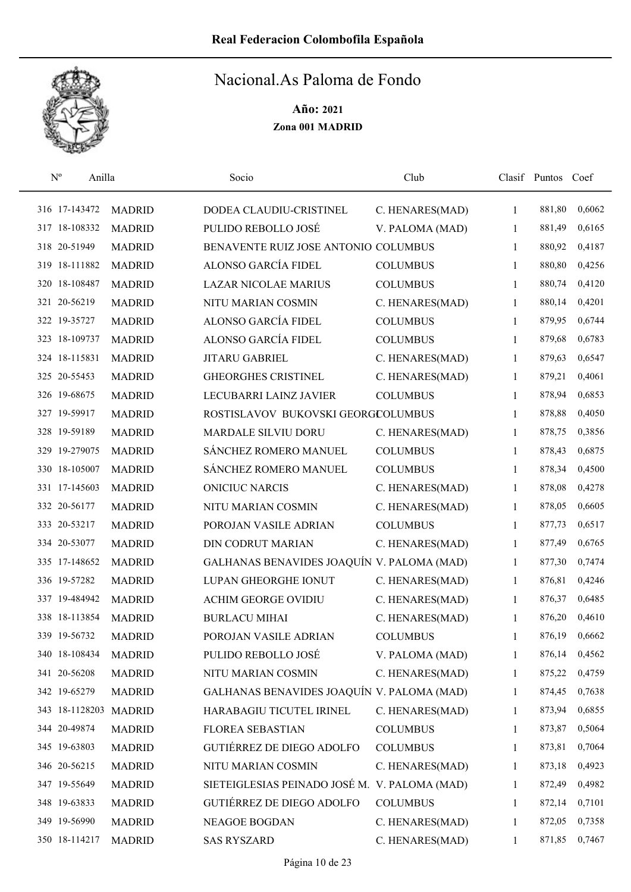# Real Federacion Colombofila Española

## Nacional.As Paloma de Fondo

**Año: 2021**

**Zona 001 MADRID**

| Nº | Anilla | | Socio | Club | Clasif | Puntos | Coef |
|---|---|---|---|---|---|---|---|
| 316 | 17-143472 | MADRID | DODEA CLAUDIU-CRISTINEL | C. HENARES(MAD) | 1 | 881,80 | 0,6062 |
| 317 | 18-108332 | MADRID | PULIDO REBOLLO JOSÉ | V. PALOMA (MAD) | 1 | 881,49 | 0,6165 |
| 318 | 20-51949 | MADRID | BENAVENTE RUIZ JOSE ANTONIO | COLUMBUS | 1 | 880,92 | 0,4187 |
| 319 | 18-111882 | MADRID | ALONSO GARCÍA FIDEL | COLUMBUS | 1 | 880,80 | 0,4256 |
| 320 | 18-108487 | MADRID | LAZAR NICOLAE MARIUS | COLUMBUS | 1 | 880,74 | 0,4120 |
| 321 | 20-56219 | MADRID | NITU MARIAN COSMIN | C. HENARES(MAD) | 1 | 880,14 | 0,4201 |
| 322 | 19-35727 | MADRID | ALONSO GARCÍA FIDEL | COLUMBUS | 1 | 879,95 | 0,6744 |
| 323 | 18-109737 | MADRID | ALONSO GARCÍA FIDEL | COLUMBUS | 1 | 879,68 | 0,6783 |
| 324 | 18-115831 | MADRID | JITARU GABRIEL | C. HENARES(MAD) | 1 | 879,63 | 0,6547 |
| 325 | 20-55453 | MADRID | GHEORGHES CRISTINEL | C. HENARES(MAD) | 1 | 879,21 | 0,4061 |
| 326 | 19-68675 | MADRID | LECUBARRI LAINZ JAVIER | COLUMBUS | 1 | 878,94 | 0,6853 |
| 327 | 19-59917 | MADRID | ROSTISLAVOV BUKOVSKI GEORG | COLUMBUS | 1 | 878,88 | 0,4050 |
| 328 | 19-59189 | MADRID | MARDALE SILVIU DORU | C. HENARES(MAD) | 1 | 878,75 | 0,3856 |
| 329 | 19-279075 | MADRID | SÁNCHEZ ROMERO MANUEL | COLUMBUS | 1 | 878,43 | 0,6875 |
| 330 | 18-105007 | MADRID | SÁNCHEZ ROMERO MANUEL | COLUMBUS | 1 | 878,34 | 0,4500 |
| 331 | 17-145603 | MADRID | ONICIUC NARCIS | C. HENARES(MAD) | 1 | 878,08 | 0,4278 |
| 332 | 20-56177 | MADRID | NITU MARIAN COSMIN | C. HENARES(MAD) | 1 | 878,05 | 0,6605 |
| 333 | 20-53217 | MADRID | POROJAN VASILE ADRIAN | COLUMBUS | 1 | 877,73 | 0,6517 |
| 334 | 20-53077 | MADRID | DIN CODRUT MARIAN | C. HENARES(MAD) | 1 | 877,49 | 0,6765 |
| 335 | 17-148652 | MADRID | GALHANAS BENAVIDES JOAQUÍN | V. PALOMA (MAD) | 1 | 877,30 | 0,7474 |
| 336 | 19-57282 | MADRID | LUPAN GHEORGHE IONUT | C. HENARES(MAD) | 1 | 876,81 | 0,4246 |
| 337 | 19-484942 | MADRID | ACHIM GEORGE OVIDIU | C. HENARES(MAD) | 1 | 876,37 | 0,6485 |
| 338 | 18-113854 | MADRID | BURLACU MIHAI | C. HENARES(MAD) | 1 | 876,20 | 0,4610 |
| 339 | 19-56732 | MADRID | POROJAN VASILE ADRIAN | COLUMBUS | 1 | 876,19 | 0,6662 |
| 340 | 18-108434 | MADRID | PULIDO REBOLLO JOSÉ | V. PALOMA (MAD) | 1 | 876,14 | 0,4562 |
| 341 | 20-56208 | MADRID | NITU MARIAN COSMIN | C. HENARES(MAD) | 1 | 875,22 | 0,4759 |
| 342 | 19-65279 | MADRID | GALHANAS BENAVIDES JOAQUÍN | V. PALOMA (MAD) | 1 | 874,45 | 0,7638 |
| 343 | 18-1128203 | MADRID | HARABAGIU TICUTEL IRINEL | C. HENARES(MAD) | 1 | 873,94 | 0,6855 |
| 344 | 20-49874 | MADRID | FLOREA SEBASTIAN | COLUMBUS | 1 | 873,87 | 0,5064 |
| 345 | 19-63803 | MADRID | GUTIÉRREZ DE DIEGO ADOLFO | COLUMBUS | 1 | 873,81 | 0,7064 |
| 346 | 20-56215 | MADRID | NITU MARIAN COSMIN | C. HENARES(MAD) | 1 | 873,18 | 0,4923 |
| 347 | 19-55649 | MADRID | SIETEIGLESIAS PEINADO JOSÉ M. | V. PALOMA (MAD) | 1 | 872,49 | 0,4982 |
| 348 | 19-63833 | MADRID | GUTIÉRREZ DE DIEGO ADOLFO | COLUMBUS | 1 | 872,14 | 0,7101 |
| 349 | 19-56990 | MADRID | NEAGOE BOGDAN | C. HENARES(MAD) | 1 | 872,05 | 0,7358 |
| 350 | 18-114217 | MADRID | SAS RYSZARD | C. HENARES(MAD) | 1 | 871,85 | 0,7467 |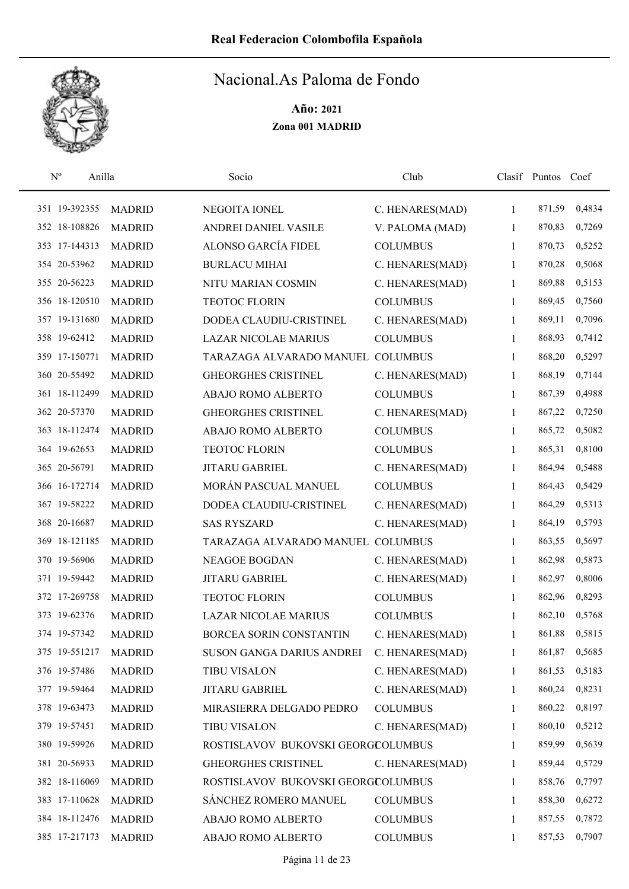# Real Federacion Colombofila Española

## Nacional.As Paloma de Fondo

**Año: 2021**

**Zona 001 MADRID**

| Nº | Anilla | | Socio | Club | Clasif | Puntos | Coef |
|---|---|---|---|---|---|---|---|
| 351 | 19-392355 | MADRID | NEGOITA IONEL | C. HENARES(MAD) | 1 | 871,59 | 0,4834 |
| 352 | 18-108826 | MADRID | ANDREI DANIEL VASILE | V. PALOMA (MAD) | 1 | 870,83 | 0,7269 |
| 353 | 17-144313 | MADRID | ALONSO GARCÍA FIDEL | COLUMBUS | 1 | 870,73 | 0,5252 |
| 354 | 20-53962 | MADRID | BURLACU MIHAI | C. HENARES(MAD) | 1 | 870,28 | 0,5068 |
| 355 | 20-56223 | MADRID | NITU MARIAN COSMIN | C. HENARES(MAD) | 1 | 869,88 | 0,5153 |
| 356 | 18-120510 | MADRID | TEOTOC FLORIN | COLUMBUS | 1 | 869,45 | 0,7560 |
| 357 | 19-131680 | MADRID | DODEA CLAUDIU-CRISTINEL | C. HENARES(MAD) | 1 | 869,11 | 0,7096 |
| 358 | 19-62412 | MADRID | LAZAR NICOLAE MARIUS | COLUMBUS | 1 | 868,93 | 0,7412 |
| 359 | 17-150771 | MADRID | TARAZAGA ALVARADO MANUEL | COLUMBUS | 1 | 868,20 | 0,5297 |
| 360 | 20-55492 | MADRID | GHEORGHES CRISTINEL | C. HENARES(MAD) | 1 | 868,19 | 0,7144 |
| 361 | 18-112499 | MADRID | ABAJO ROMO ALBERTO | COLUMBUS | 1 | 867,39 | 0,4988 |
| 362 | 20-57370 | MADRID | GHEORGHES CRISTINEL | C. HENARES(MAD) | 1 | 867,22 | 0,7250 |
| 363 | 18-112474 | MADRID | ABAJO ROMO ALBERTO | COLUMBUS | 1 | 865,72 | 0,5082 |
| 364 | 19-62653 | MADRID | TEOTOC FLORIN | COLUMBUS | 1 | 865,31 | 0,8100 |
| 365 | 20-56791 | MADRID | JITARU GABRIEL | C. HENARES(MAD) | 1 | 864,94 | 0,5488 |
| 366 | 16-172714 | MADRID | MORÁN PASCUAL MANUEL | COLUMBUS | 1 | 864,43 | 0,5429 |
| 367 | 19-58222 | MADRID | DODEA CLAUDIU-CRISTINEL | C. HENARES(MAD) | 1 | 864,29 | 0,5313 |
| 368 | 20-16687 | MADRID | SAS RYSZARD | C. HENARES(MAD) | 1 | 864,19 | 0,5793 |
| 369 | 18-121185 | MADRID | TARAZAGA ALVARADO MANUEL | COLUMBUS | 1 | 863,55 | 0,5697 |
| 370 | 19-56906 | MADRID | NEAGOE BOGDAN | C. HENARES(MAD) | 1 | 862,98 | 0,5873 |
| 371 | 19-59442 | MADRID | JITARU GABRIEL | C. HENARES(MAD) | 1 | 862,97 | 0,8006 |
| 372 | 17-269758 | MADRID | TEOTOC FLORIN | COLUMBUS | 1 | 862,96 | 0,8293 |
| 373 | 19-62376 | MADRID | LAZAR NICOLAE MARIUS | COLUMBUS | 1 | 862,10 | 0,5768 |
| 374 | 19-57342 | MADRID | BORCEA SORIN CONSTANTIN | C. HENARES(MAD) | 1 | 861,88 | 0,5815 |
| 375 | 19-551217 | MADRID | SUSON GANGA DARIUS ANDREI | C. HENARES(MAD) | 1 | 861,87 | 0,5685 |
| 376 | 19-57486 | MADRID | TIBU VISALON | C. HENARES(MAD) | 1 | 861,53 | 0,5183 |
| 377 | 19-59464 | MADRID | JITARU GABRIEL | C. HENARES(MAD) | 1 | 860,24 | 0,8231 |
| 378 | 19-63473 | MADRID | MIRASIERRA DELGADO PEDRO | COLUMBUS | 1 | 860,22 | 0,8197 |
| 379 | 19-57451 | MADRID | TIBU VISALON | C. HENARES(MAD) | 1 | 860,10 | 0,5212 |
| 380 | 19-59926 | MADRID | ROSTISLAVOV BUKOVSKI GEORGI | COLUMBUS | 1 | 859,99 | 0,5639 |
| 381 | 20-56933 | MADRID | GHEORGHES CRISTINEL | C. HENARES(MAD) | 1 | 859,44 | 0,5729 |
| 382 | 18-116069 | MADRID | ROSTISLAVOV BUKOVSKI GEORGI | COLUMBUS | 1 | 858,76 | 0,7797 |
| 383 | 17-110628 | MADRID | SÁNCHEZ ROMERO MANUEL | COLUMBUS | 1 | 858,30 | 0,6272 |
| 384 | 18-112476 | MADRID | ABAJO ROMO ALBERTO | COLUMBUS | 1 | 857,55 | 0,7872 |
| 385 | 17-217173 | MADRID | ABAJO ROMO ALBERTO | COLUMBUS | 1 | 857,53 | 0,7907 |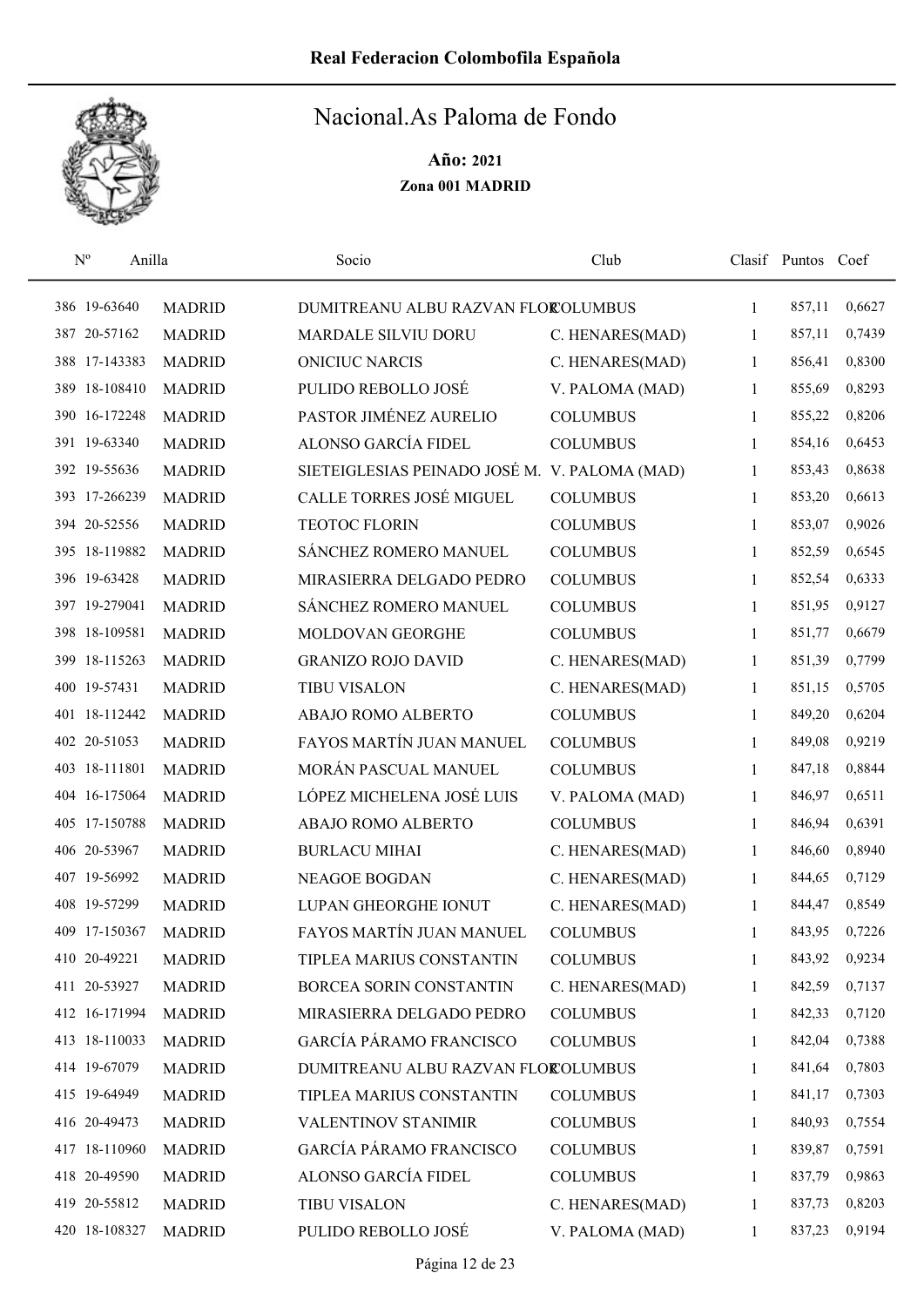# Real Federacion Colombofila Española

## Nacional.As Paloma de Fondo

**Año: 2021**

**Zona 001 MADRID**

| Nº | Anilla | | Socio | Club | Clasif | Puntos | Coef |
|---|---|---|---|---|---|---|---|
| 386 | 19-63640 | MADRID | DUMITREANU ALBU RAZVAN FLOR | COLUMBUS | 1 | 857,11 | 0,6627 |
| 387 | 20-57162 | MADRID | MARDALE SILVIU DORU | C. HENARES(MAD) | 1 | 857,11 | 0,7439 |
| 388 | 17-143383 | MADRID | ONICIUC NARCIS | C. HENARES(MAD) | 1 | 856,41 | 0,8300 |
| 389 | 18-108410 | MADRID | PULIDO REBOLLO JOSÉ | V. PALOMA (MAD) | 1 | 855,69 | 0,8293 |
| 390 | 16-172248 | MADRID | PASTOR JIMÉNEZ AURELIO | COLUMBUS | 1 | 855,22 | 0,8206 |
| 391 | 19-63340 | MADRID | ALONSO GARCÍA FIDEL | COLUMBUS | 1 | 854,16 | 0,6453 |
| 392 | 19-55636 | MADRID | SIETEIGLESIAS PEINADO JOSÉ M. | V. PALOMA (MAD) | 1 | 853,43 | 0,8638 |
| 393 | 17-266239 | MADRID | CALLE TORRES JOSÉ MIGUEL | COLUMBUS | 1 | 853,20 | 0,6613 |
| 394 | 20-52556 | MADRID | TEOTOC FLORIN | COLUMBUS | 1 | 853,07 | 0,9026 |
| 395 | 18-119882 | MADRID | SÁNCHEZ ROMERO MANUEL | COLUMBUS | 1 | 852,59 | 0,6545 |
| 396 | 19-63428 | MADRID | MIRASIERRA DELGADO PEDRO | COLUMBUS | 1 | 852,54 | 0,6333 |
| 397 | 19-279041 | MADRID | SÁNCHEZ ROMERO MANUEL | COLUMBUS | 1 | 851,95 | 0,9127 |
| 398 | 18-109581 | MADRID | MOLDOVAN GEORGHE | COLUMBUS | 1 | 851,77 | 0,6679 |
| 399 | 18-115263 | MADRID | GRANIZO ROJO DAVID | C. HENARES(MAD) | 1 | 851,39 | 0,7799 |
| 400 | 19-57431 | MADRID | TIBU VISALON | C. HENARES(MAD) | 1 | 851,15 | 0,5705 |
| 401 | 18-112442 | MADRID | ABAJO ROMO ALBERTO | COLUMBUS | 1 | 849,20 | 0,6204 |
| 402 | 20-51053 | MADRID | FAYOS MARTÍN JUAN MANUEL | COLUMBUS | 1 | 849,08 | 0,9219 |
| 403 | 18-111801 | MADRID | MORÁN PASCUAL MANUEL | COLUMBUS | 1 | 847,18 | 0,8844 |
| 404 | 16-175064 | MADRID | LÓPEZ MICHELENA JOSÉ LUIS | V. PALOMA (MAD) | 1 | 846,97 | 0,6511 |
| 405 | 17-150788 | MADRID | ABAJO ROMO ALBERTO | COLUMBUS | 1 | 846,94 | 0,6391 |
| 406 | 20-53967 | MADRID | BURLACU MIHAI | C. HENARES(MAD) | 1 | 846,60 | 0,8940 |
| 407 | 19-56992 | MADRID | NEAGOE BOGDAN | C. HENARES(MAD) | 1 | 844,65 | 0,7129 |
| 408 | 19-57299 | MADRID | LUPAN GHEORGHE IONUT | C. HENARES(MAD) | 1 | 844,47 | 0,8549 |
| 409 | 17-150367 | MADRID | FAYOS MARTÍN JUAN MANUEL | COLUMBUS | 1 | 843,95 | 0,7226 |
| 410 | 20-49221 | MADRID | TIPLEA MARIUS CONSTANTIN | COLUMBUS | 1 | 843,92 | 0,9234 |
| 411 | 20-53927 | MADRID | BORCEA SORIN CONSTANTIN | C. HENARES(MAD) | 1 | 842,59 | 0,7137 |
| 412 | 16-171994 | MADRID | MIRASIERRA DELGADO PEDRO | COLUMBUS | 1 | 842,33 | 0,7120 |
| 413 | 18-110033 | MADRID | GARCÍA PÁRAMO FRANCISCO | COLUMBUS | 1 | 842,04 | 0,7388 |
| 414 | 19-67079 | MADRID | DUMITREANU ALBU RAZVAN FLOR | COLUMBUS | 1 | 841,64 | 0,7803 |
| 415 | 19-64949 | MADRID | TIPLEA MARIUS CONSTANTIN | COLUMBUS | 1 | 841,17 | 0,7303 |
| 416 | 20-49473 | MADRID | VALENTINOV STANIMIR | COLUMBUS | 1 | 840,93 | 0,7554 |
| 417 | 18-110960 | MADRID | GARCÍA PÁRAMO FRANCISCO | COLUMBUS | 1 | 839,87 | 0,7591 |
| 418 | 20-49590 | MADRID | ALONSO GARCÍA FIDEL | COLUMBUS | 1 | 837,79 | 0,9863 |
| 419 | 20-55812 | MADRID | TIBU VISALON | C. HENARES(MAD) | 1 | 837,73 | 0,8203 |
| 420 | 18-108327 | MADRID | PULIDO REBOLLO JOSÉ | V. PALOMA (MAD) | 1 | 837,23 | 0,9194 |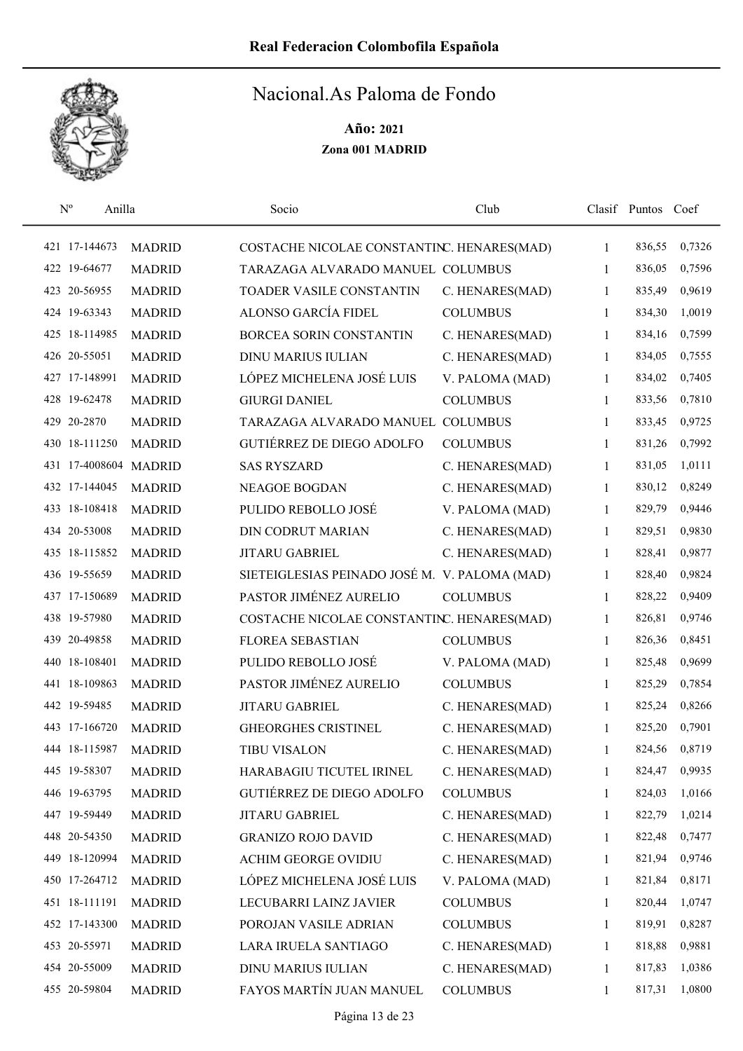Real Federacion Colombofila Española

# Nacional.As Paloma de Fondo

**Año: 2021**

**Zona 001 MADRID**

| Nº | Anilla | | Socio | Club | Clasif | Puntos | Coef |
|---|---|---|---|---|---|---|---|
| 421 | 17-144673 | MADRID | COSTACHE NICOLAE CONSTANTIN | C. HENARES(MAD) | 1 | 836,55 | 0,7326 |
| 422 | 19-64677 | MADRID | TARAZAGA ALVARADO MANUEL | COLUMBUS | 1 | 836,05 | 0,7596 |
| 423 | 20-56955 | MADRID | TOADER VASILE CONSTANTIN | C. HENARES(MAD) | 1 | 835,49 | 0,9619 |
| 424 | 19-63343 | MADRID | ALONSO GARCÍA FIDEL | COLUMBUS | 1 | 834,30 | 1,0019 |
| 425 | 18-114985 | MADRID | BORCEA SORIN CONSTANTIN | C. HENARES(MAD) | 1 | 834,16 | 0,7599 |
| 426 | 20-55051 | MADRID | DINU MARIUS IULIAN | C. HENARES(MAD) | 1 | 834,05 | 0,7555 |
| 427 | 17-148991 | MADRID | LÓPEZ MICHELENA JOSÉ LUIS | V. PALOMA (MAD) | 1 | 834,02 | 0,7405 |
| 428 | 19-62478 | MADRID | GIURGI DANIEL | COLUMBUS | 1 | 833,56 | 0,7810 |
| 429 | 20-2870 | MADRID | TARAZAGA ALVARADO MANUEL | COLUMBUS | 1 | 833,45 | 0,9725 |
| 430 | 18-111250 | MADRID | GUTIÉRREZ DE DIEGO ADOLFO | COLUMBUS | 1 | 831,26 | 0,7992 |
| 431 | 17-4008604 | MADRID | SAS RYSZARD | C. HENARES(MAD) | 1 | 831,05 | 1,0111 |
| 432 | 17-144045 | MADRID | NEAGOE BOGDAN | C. HENARES(MAD) | 1 | 830,12 | 0,8249 |
| 433 | 18-108418 | MADRID | PULIDO REBOLLO JOSÉ | V. PALOMA (MAD) | 1 | 829,79 | 0,9446 |
| 434 | 20-53008 | MADRID | DIN CODRUT MARIAN | C. HENARES(MAD) | 1 | 829,51 | 0,9830 |
| 435 | 18-115852 | MADRID | JITARU GABRIEL | C. HENARES(MAD) | 1 | 828,41 | 0,9877 |
| 436 | 19-55659 | MADRID | SIETEIGLESIAS PEINADO JOSÉ M. | V. PALOMA (MAD) | 1 | 828,40 | 0,9824 |
| 437 | 17-150689 | MADRID | PASTOR JIMÉNEZ AURELIO | COLUMBUS | 1 | 828,22 | 0,9409 |
| 438 | 19-57980 | MADRID | COSTACHE NICOLAE CONSTANTIN | C. HENARES(MAD) | 1 | 826,81 | 0,9746 |
| 439 | 20-49858 | MADRID | FLOREA SEBASTIAN | COLUMBUS | 1 | 826,36 | 0,8451 |
| 440 | 18-108401 | MADRID | PULIDO REBOLLO JOSÉ | V. PALOMA (MAD) | 1 | 825,48 | 0,9699 |
| 441 | 18-109863 | MADRID | PASTOR JIMÉNEZ AURELIO | COLUMBUS | 1 | 825,29 | 0,7854 |
| 442 | 19-59485 | MADRID | JITARU GABRIEL | C. HENARES(MAD) | 1 | 825,24 | 0,8266 |
| 443 | 17-166720 | MADRID | GHEORGHES CRISTINEL | C. HENARES(MAD) | 1 | 825,20 | 0,7901 |
| 444 | 18-115987 | MADRID | TIBU VISALON | C. HENARES(MAD) | 1 | 824,56 | 0,8719 |
| 445 | 19-58307 | MADRID | HARABAGIU TICUTEL IRINEL | C. HENARES(MAD) | 1 | 824,47 | 0,9935 |
| 446 | 19-63795 | MADRID | GUTIÉRREZ DE DIEGO ADOLFO | COLUMBUS | 1 | 824,03 | 1,0166 |
| 447 | 19-59449 | MADRID | JITARU GABRIEL | C. HENARES(MAD) | 1 | 822,79 | 1,0214 |
| 448 | 20-54350 | MADRID | GRANIZO ROJO DAVID | C. HENARES(MAD) | 1 | 822,48 | 0,7477 |
| 449 | 18-120994 | MADRID | ACHIM GEORGE OVIDIU | C. HENARES(MAD) | 1 | 821,94 | 0,9746 |
| 450 | 17-264712 | MADRID | LÓPEZ MICHELENA JOSÉ LUIS | V. PALOMA (MAD) | 1 | 821,84 | 0,8171 |
| 451 | 18-111191 | MADRID | LECUBARRI LAINZ JAVIER | COLUMBUS | 1 | 820,44 | 1,0747 |
| 452 | 17-143300 | MADRID | POROJAN VASILE ADRIAN | COLUMBUS | 1 | 819,91 | 0,8287 |
| 453 | 20-55971 | MADRID | LARA IRUELA SANTIAGO | C. HENARES(MAD) | 1 | 818,88 | 0,9881 |
| 454 | 20-55009 | MADRID | DINU MARIUS IULIAN | C. HENARES(MAD) | 1 | 817,83 | 1,0386 |
| 455 | 20-59804 | MADRID | FAYOS MARTÍN JUAN MANUEL | COLUMBUS | 1 | 817,31 | 1,0800 |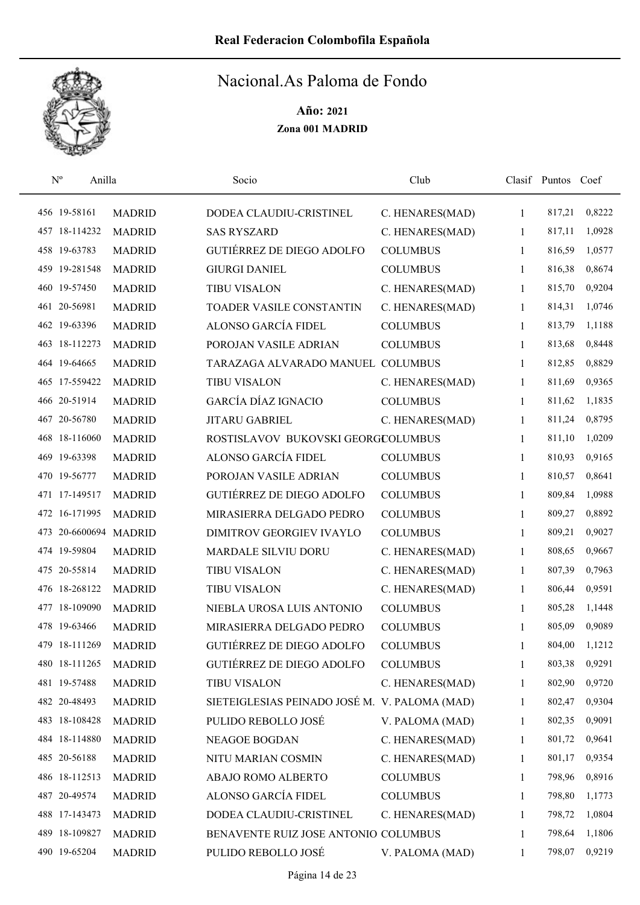# Real Federacion Colombofila Española

## Nacional.As Paloma de Fondo

**Año: 2021**

**Zona 001 MADRID**

| Nº | Anilla | | Socio | Club | Clasif | Puntos | Coef |
|---|---|---|---|---|---|---|---|
| 456 | 19-58161 | MADRID | DODEA CLAUDIU-CRISTINEL | C. HENARES(MAD) | 1 | 817,21 | 0,8222 |
| 457 | 18-114232 | MADRID | SAS RYSZARD | C. HENARES(MAD) | 1 | 817,11 | 1,0928 |
| 458 | 19-63783 | MADRID | GUTIÉRREZ DE DIEGO ADOLFO | COLUMBUS | 1 | 816,59 | 1,0577 |
| 459 | 19-281548 | MADRID | GIURGI DANIEL | COLUMBUS | 1 | 816,38 | 0,8674 |
| 460 | 19-57450 | MADRID | TIBU VISALON | C. HENARES(MAD) | 1 | 815,70 | 0,9204 |
| 461 | 20-56981 | MADRID | TOADER VASILE CONSTANTIN | C. HENARES(MAD) | 1 | 814,31 | 1,0746 |
| 462 | 19-63396 | MADRID | ALONSO GARCÍA FIDEL | COLUMBUS | 1 | 813,79 | 1,1188 |
| 463 | 18-112273 | MADRID | POROJAN VASILE ADRIAN | COLUMBUS | 1 | 813,68 | 0,8448 |
| 464 | 19-64665 | MADRID | TARAZAGA ALVARADO MANUEL | COLUMBUS | 1 | 812,85 | 0,8829 |
| 465 | 17-559422 | MADRID | TIBU VISALON | C. HENARES(MAD) | 1 | 811,69 | 0,9365 |
| 466 | 20-51914 | MADRID | GARCÍA DÍAZ IGNACIO | COLUMBUS | 1 | 811,62 | 1,1835 |
| 467 | 20-56780 | MADRID | JITARU GABRIEL | C. HENARES(MAD) | 1 | 811,24 | 0,8795 |
| 468 | 18-116060 | MADRID | ROSTISLAVOV BUKOVSKI GEORGI | COLUMBUS | 1 | 811,10 | 1,0209 |
| 469 | 19-63398 | MADRID | ALONSO GARCÍA FIDEL | COLUMBUS | 1 | 810,93 | 0,9165 |
| 470 | 19-56777 | MADRID | POROJAN VASILE ADRIAN | COLUMBUS | 1 | 810,57 | 0,8641 |
| 471 | 17-149517 | MADRID | GUTIÉRREZ DE DIEGO ADOLFO | COLUMBUS | 1 | 809,84 | 1,0988 |
| 472 | 16-171995 | MADRID | MIRASIERRA DELGADO PEDRO | COLUMBUS | 1 | 809,27 | 0,8892 |
| 473 | 20-6600694 | MADRID | DIMITROV GEORGIEV IVAYLO | COLUMBUS | 1 | 809,21 | 0,9027 |
| 474 | 19-59804 | MADRID | MARDALE SILVIU DORU | C. HENARES(MAD) | 1 | 808,65 | 0,9667 |
| 475 | 20-55814 | MADRID | TIBU VISALON | C. HENARES(MAD) | 1 | 807,39 | 0,7963 |
| 476 | 18-268122 | MADRID | TIBU VISALON | C. HENARES(MAD) | 1 | 806,44 | 0,9591 |
| 477 | 18-109090 | MADRID | NIEBLA UROSA LUIS ANTONIO | COLUMBUS | 1 | 805,28 | 1,1448 |
| 478 | 19-63466 | MADRID | MIRASIERRA DELGADO PEDRO | COLUMBUS | 1 | 805,09 | 0,9089 |
| 479 | 18-111269 | MADRID | GUTIÉRREZ DE DIEGO ADOLFO | COLUMBUS | 1 | 804,00 | 1,1212 |
| 480 | 18-111265 | MADRID | GUTIÉRREZ DE DIEGO ADOLFO | COLUMBUS | 1 | 803,38 | 0,9291 |
| 481 | 19-57488 | MADRID | TIBU VISALON | C. HENARES(MAD) | 1 | 802,90 | 0,9720 |
| 482 | 20-48493 | MADRID | SIETEIGLESIAS PEINADO JOSÉ M. | V. PALOMA (MAD) | 1 | 802,47 | 0,9304 |
| 483 | 18-108428 | MADRID | PULIDO REBOLLO JOSÉ | V. PALOMA (MAD) | 1 | 802,35 | 0,9091 |
| 484 | 18-114880 | MADRID | NEAGOE BOGDAN | C. HENARES(MAD) | 1 | 801,72 | 0,9641 |
| 485 | 20-56188 | MADRID | NITU MARIAN COSMIN | C. HENARES(MAD) | 1 | 801,17 | 0,9354 |
| 486 | 18-112513 | MADRID | ABAJO ROMO ALBERTO | COLUMBUS | 1 | 798,96 | 0,8916 |
| 487 | 20-49574 | MADRID | ALONSO GARCÍA FIDEL | COLUMBUS | 1 | 798,80 | 1,1773 |
| 488 | 17-143473 | MADRID | DODEA CLAUDIU-CRISTINEL | C. HENARES(MAD) | 1 | 798,72 | 1,0804 |
| 489 | 18-109827 | MADRID | BENAVENTE RUIZ JOSE ANTONIO | COLUMBUS | 1 | 798,64 | 1,1806 |
| 490 | 19-65204 | MADRID | PULIDO REBOLLO JOSÉ | V. PALOMA (MAD) | 1 | 798,07 | 0,9219 |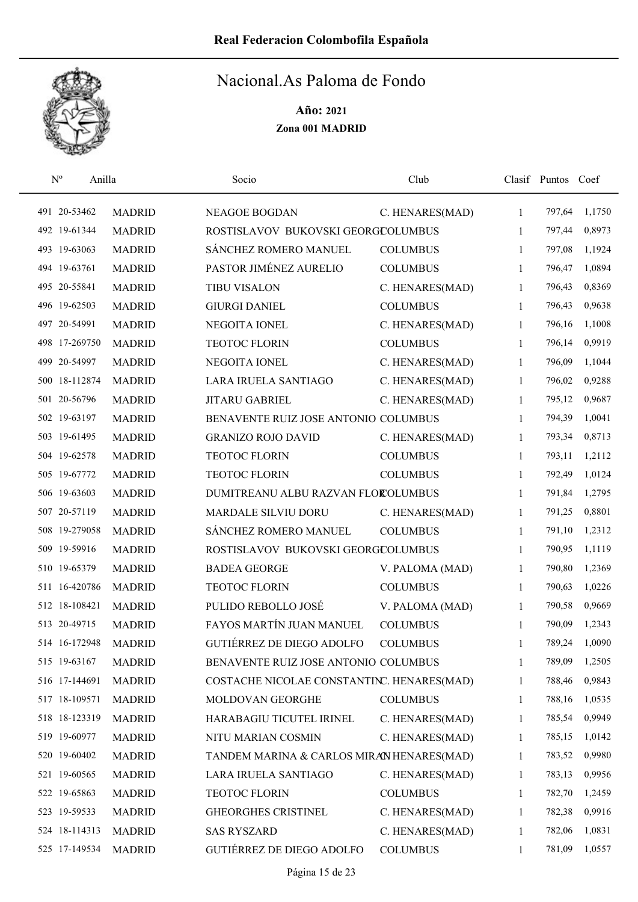Real Federacion Colombofila Española

# Nacional.As Paloma de Fondo

**Año: 2021**

**Zona 001 MADRID**

| Nº | Anilla | | Socio | Club | Clasif | Puntos | Coef |
|---|---|---|---|---|---|---|---|
| 491 | 20-53462 | MADRID | NEAGOE BOGDAN | C. HENARES(MAD) | 1 | 797,64 | 1,1750 |
| 492 | 19-61344 | MADRID | ROSTISLAVOV BUKOVSKI GEORGI | COLUMBUS | 1 | 797,44 | 0,8973 |
| 493 | 19-63063 | MADRID | SÁNCHEZ ROMERO MANUEL | COLUMBUS | 1 | 797,08 | 1,1924 |
| 494 | 19-63761 | MADRID | PASTOR JIMÉNEZ AURELIO | COLUMBUS | 1 | 796,47 | 1,0894 |
| 495 | 20-55841 | MADRID | TIBU VISALON | C. HENARES(MAD) | 1 | 796,43 | 0,8369 |
| 496 | 19-62503 | MADRID | GIURGI DANIEL | COLUMBUS | 1 | 796,43 | 0,9638 |
| 497 | 20-54991 | MADRID | NEGOITA IONEL | C. HENARES(MAD) | 1 | 796,16 | 1,1008 |
| 498 | 17-269750 | MADRID | TEOTOC FLORIN | COLUMBUS | 1 | 796,14 | 0,9919 |
| 499 | 20-54997 | MADRID | NEGOITA IONEL | C. HENARES(MAD) | 1 | 796,09 | 1,1044 |
| 500 | 18-112874 | MADRID | LARA IRUELA SANTIAGO | C. HENARES(MAD) | 1 | 796,02 | 0,9288 |
| 501 | 20-56796 | MADRID | JITARU GABRIEL | C. HENARES(MAD) | 1 | 795,12 | 0,9687 |
| 502 | 19-63197 | MADRID | BENAVENTE RUIZ JOSE ANTONIO | COLUMBUS | 1 | 794,39 | 1,0041 |
| 503 | 19-61495 | MADRID | GRANIZO ROJO DAVID | C. HENARES(MAD) | 1 | 793,34 | 0,8713 |
| 504 | 19-62578 | MADRID | TEOTOC FLORIN | COLUMBUS | 1 | 793,11 | 1,2112 |
| 505 | 19-67772 | MADRID | TEOTOC FLORIN | COLUMBUS | 1 | 792,49 | 1,0124 |
| 506 | 19-63603 | MADRID | DUMITREANU ALBU RAZVAN FLOR | COLUMBUS | 1 | 791,84 | 1,2795 |
| 507 | 20-57119 | MADRID | MARDALE SILVIU DORU | C. HENARES(MAD) | 1 | 791,25 | 0,8801 |
| 508 | 19-279058 | MADRID | SÁNCHEZ ROMERO MANUEL | COLUMBUS | 1 | 791,10 | 1,2312 |
| 509 | 19-59916 | MADRID | ROSTISLAVOV BUKOVSKI GEORGI | COLUMBUS | 1 | 790,95 | 1,1119 |
| 510 | 19-65379 | MADRID | BADEA GEORGE | V. PALOMA (MAD) | 1 | 790,80 | 1,2369 |
| 511 | 16-420786 | MADRID | TEOTOC FLORIN | COLUMBUS | 1 | 790,63 | 1,0226 |
| 512 | 18-108421 | MADRID | PULIDO REBOLLO JOSÉ | V. PALOMA (MAD) | 1 | 790,58 | 0,9669 |
| 513 | 20-49715 | MADRID | FAYOS MARTÍN JUAN MANUEL | COLUMBUS | 1 | 790,09 | 1,2343 |
| 514 | 16-172948 | MADRID | GUTIÉRREZ DE DIEGO ADOLFO | COLUMBUS | 1 | 789,24 | 1,0090 |
| 515 | 19-63167 | MADRID | BENAVENTE RUIZ JOSE ANTONIO | COLUMBUS | 1 | 789,09 | 1,2505 |
| 516 | 17-144691 | MADRID | COSTACHE NICOLAE CONSTANTIN | C. HENARES(MAD) | 1 | 788,46 | 0,9843 |
| 517 | 18-109571 | MADRID | MOLDOVAN GEORGHE | COLUMBUS | 1 | 788,16 | 1,0535 |
| 518 | 18-123319 | MADRID | HARABAGIU TICUTEL IRINEL | C. HENARES(MAD) | 1 | 785,54 | 0,9949 |
| 519 | 19-60977 | MADRID | NITU MARIAN COSMIN | C. HENARES(MAD) | 1 | 785,15 | 1,0142 |
| 520 | 19-60402 | MADRID | TANDEM MARINA & CARLOS MIRA | C. HENARES(MAD) | 1 | 783,52 | 0,9980 |
| 521 | 19-60565 | MADRID | LARA IRUELA SANTIAGO | C. HENARES(MAD) | 1 | 783,13 | 0,9956 |
| 522 | 19-65863 | MADRID | TEOTOC FLORIN | COLUMBUS | 1 | 782,70 | 1,2459 |
| 523 | 19-59533 | MADRID | GHEORGHES CRISTINEL | C. HENARES(MAD) | 1 | 782,38 | 0,9916 |
| 524 | 18-114313 | MADRID | SAS RYSZARD | C. HENARES(MAD) | 1 | 782,06 | 1,0831 |
| 525 | 17-149534 | MADRID | GUTIÉRREZ DE DIEGO ADOLFO | COLUMBUS | 1 | 781,09 | 1,0557 |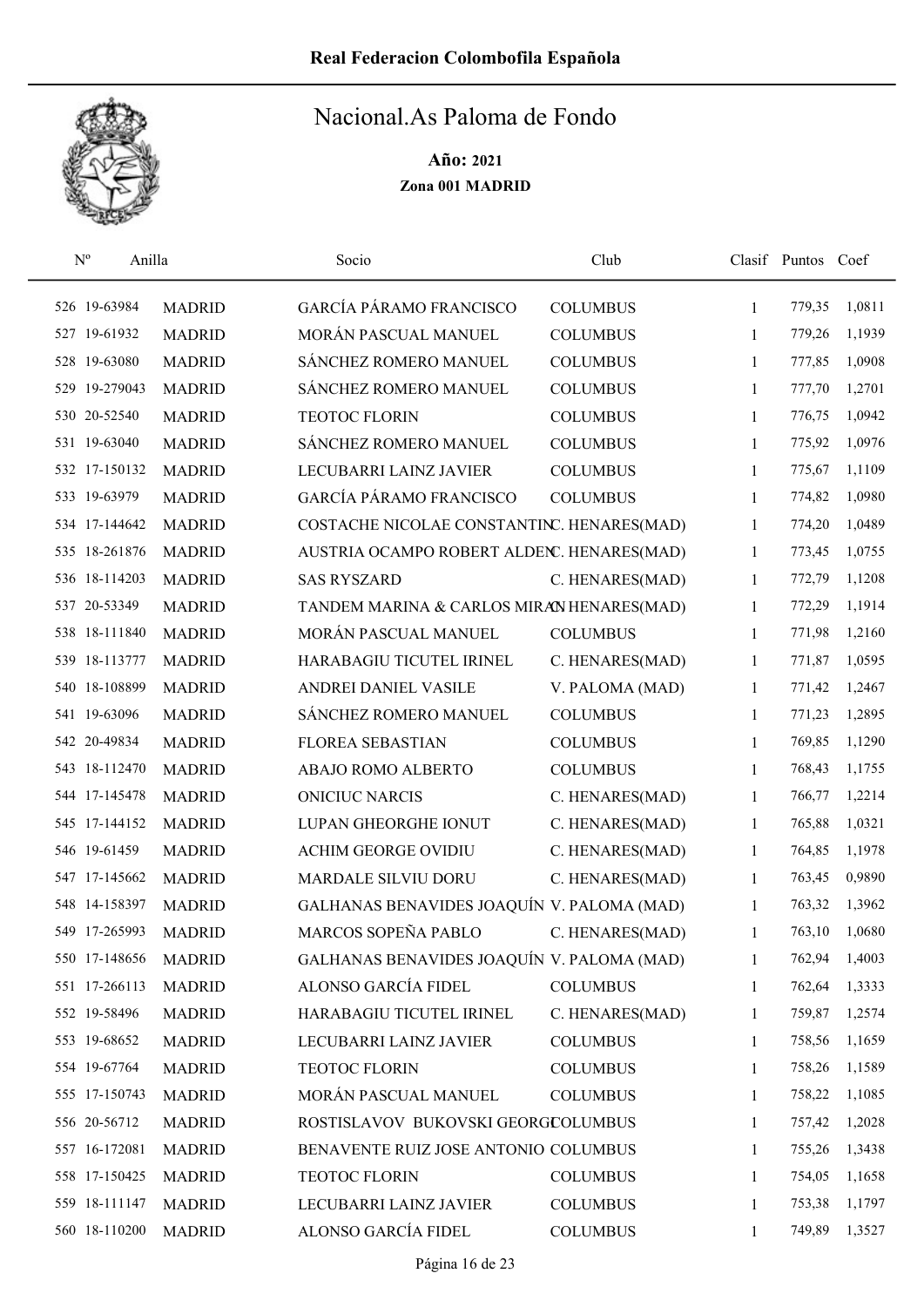# Real Federacion Colombofila Española

## Nacional.As Paloma de Fondo

**Año: 2021**

**Zona 001 MADRID**

| Nº | Anilla | | Socio | Club | Clasif | Puntos | Coef |
|---|---|---|---|---|---|---|---|
| 526 | 19-63984 | MADRID | GARCÍA PÁRAMO FRANCISCO | COLUMBUS | 1 | 779,35 | 1,0811 |
| 527 | 19-61932 | MADRID | MORÁN PASCUAL MANUEL | COLUMBUS | 1 | 779,26 | 1,1939 |
| 528 | 19-63080 | MADRID | SÁNCHEZ ROMERO MANUEL | COLUMBUS | 1 | 777,85 | 1,0908 |
| 529 | 19-279043 | MADRID | SÁNCHEZ ROMERO MANUEL | COLUMBUS | 1 | 777,70 | 1,2701 |
| 530 | 20-52540 | MADRID | TEOTOC FLORIN | COLUMBUS | 1 | 776,75 | 1,0942 |
| 531 | 19-63040 | MADRID | SÁNCHEZ ROMERO MANUEL | COLUMBUS | 1 | 775,92 | 1,0976 |
| 532 | 17-150132 | MADRID | LECUBARRI LAINZ JAVIER | COLUMBUS | 1 | 775,67 | 1,1109 |
| 533 | 19-63979 | MADRID | GARCÍA PÁRAMO FRANCISCO | COLUMBUS | 1 | 774,82 | 1,0980 |
| 534 | 17-144642 | MADRID | COSTACHE NICOLAE CONSTANTIN | C. HENARES(MAD) | 1 | 774,20 | 1,0489 |
| 535 | 18-261876 | MADRID | AUSTRIA OCAMPO ROBERT ALDEN | C. HENARES(MAD) | 1 | 773,45 | 1,0755 |
| 536 | 18-114203 | MADRID | SAS RYSZARD | C. HENARES(MAD) | 1 | 772,79 | 1,1208 |
| 537 | 20-53349 | MADRID | TANDEM MARINA & CARLOS MIRAN | C. HENARES(MAD) | 1 | 772,29 | 1,1914 |
| 538 | 18-111840 | MADRID | MORÁN PASCUAL MANUEL | COLUMBUS | 1 | 771,98 | 1,2160 |
| 539 | 18-113777 | MADRID | HARABAGIU TICUTEL IRINEL | C. HENARES(MAD) | 1 | 771,87 | 1,0595 |
| 540 | 18-108899 | MADRID | ANDREI DANIEL VASILE | V. PALOMA (MAD) | 1 | 771,42 | 1,2467 |
| 541 | 19-63096 | MADRID | SÁNCHEZ ROMERO MANUEL | COLUMBUS | 1 | 771,23 | 1,2895 |
| 542 | 20-49834 | MADRID | FLOREA SEBASTIAN | COLUMBUS | 1 | 769,85 | 1,1290 |
| 543 | 18-112470 | MADRID | ABAJO ROMO ALBERTO | COLUMBUS | 1 | 768,43 | 1,1755 |
| 544 | 17-145478 | MADRID | ONICIUC NARCIS | C. HENARES(MAD) | 1 | 766,77 | 1,2214 |
| 545 | 17-144152 | MADRID | LUPAN GHEORGHE IONUT | C. HENARES(MAD) | 1 | 765,88 | 1,0321 |
| 546 | 19-61459 | MADRID | ACHIM GEORGE OVIDIU | C. HENARES(MAD) | 1 | 764,85 | 1,1978 |
| 547 | 17-145662 | MADRID | MARDALE SILVIU DORU | C. HENARES(MAD) | 1 | 763,45 | 0,9890 |
| 548 | 14-158397 | MADRID | GALHANAS BENAVIDES JOAQUÍN | V. PALOMA (MAD) | 1 | 763,32 | 1,3962 |
| 549 | 17-265993 | MADRID | MARCOS SOPEÑA PABLO | C. HENARES(MAD) | 1 | 763,10 | 1,0680 |
| 550 | 17-148656 | MADRID | GALHANAS BENAVIDES JOAQUÍN | V. PALOMA (MAD) | 1 | 762,94 | 1,4003 |
| 551 | 17-266113 | MADRID | ALONSO GARCÍA FIDEL | COLUMBUS | 1 | 762,64 | 1,3333 |
| 552 | 19-58496 | MADRID | HARABAGIU TICUTEL IRINEL | C. HENARES(MAD) | 1 | 759,87 | 1,2574 |
| 553 | 19-68652 | MADRID | LECUBARRI LAINZ JAVIER | COLUMBUS | 1 | 758,56 | 1,1659 |
| 554 | 19-67764 | MADRID | TEOTOC FLORIN | COLUMBUS | 1 | 758,26 | 1,1589 |
| 555 | 17-150743 | MADRID | MORÁN PASCUAL MANUEL | COLUMBUS | 1 | 758,22 | 1,1085 |
| 556 | 20-56712 | MADRID | ROSTISLAVOV BUKOVSKI GEORGI | COLUMBUS | 1 | 757,42 | 1,2028 |
| 557 | 16-172081 | MADRID | BENAVENTE RUIZ JOSE ANTONIO | COLUMBUS | 1 | 755,26 | 1,3438 |
| 558 | 17-150425 | MADRID | TEOTOC FLORIN | COLUMBUS | 1 | 754,05 | 1,1658 |
| 559 | 18-111147 | MADRID | LECUBARRI LAINZ JAVIER | COLUMBUS | 1 | 753,38 | 1,1797 |
| 560 | 18-110200 | MADRID | ALONSO GARCÍA FIDEL | COLUMBUS | 1 | 749,89 | 1,3527 |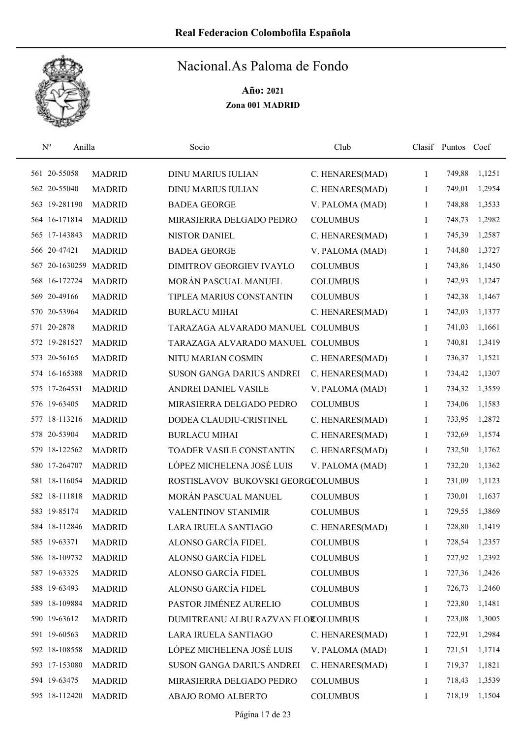# Real Federacion Colombofila Española

## Nacional.As Paloma de Fondo

**Año: 2021**

**Zona 001 MADRID**

| Nº | Anilla | | Socio | Club | Clasif | Puntos | Coef |
|---|---|---|---|---|---|---|---|
| 561 | 20-55058 | MADRID | DINU MARIUS IULIAN | C. HENARES(MAD) | 1 | 749,88 | 1,1251 |
| 562 | 20-55040 | MADRID | DINU MARIUS IULIAN | C. HENARES(MAD) | 1 | 749,01 | 1,2954 |
| 563 | 19-281190 | MADRID | BADEA GEORGE | V. PALOMA (MAD) | 1 | 748,88 | 1,3533 |
| 564 | 16-171814 | MADRID | MIRASIERRA DELGADO PEDRO | COLUMBUS | 1 | 748,73 | 1,2982 |
| 565 | 17-143843 | MADRID | NISTOR DANIEL | C. HENARES(MAD) | 1 | 745,39 | 1,2587 |
| 566 | 20-47421 | MADRID | BADEA GEORGE | V. PALOMA (MAD) | 1 | 744,80 | 1,3727 |
| 567 | 20-1630259 | MADRID | DIMITROV GEORGIEV IVAYLO | COLUMBUS | 1 | 743,86 | 1,1450 |
| 568 | 16-172724 | MADRID | MORÁN PASCUAL MANUEL | COLUMBUS | 1 | 742,93 | 1,1247 |
| 569 | 20-49166 | MADRID | TIPLEA MARIUS CONSTANTIN | COLUMBUS | 1 | 742,38 | 1,1467 |
| 570 | 20-53964 | MADRID | BURLACU MIHAI | C. HENARES(MAD) | 1 | 742,03 | 1,1377 |
| 571 | 20-2878 | MADRID | TARAZAGA ALVARADO MANUEL | COLUMBUS | 1 | 741,03 | 1,1661 |
| 572 | 19-281527 | MADRID | TARAZAGA ALVARADO MANUEL | COLUMBUS | 1 | 740,81 | 1,3419 |
| 573 | 20-56165 | MADRID | NITU MARIAN COSMIN | C. HENARES(MAD) | 1 | 736,37 | 1,1521 |
| 574 | 16-165388 | MADRID | SUSON GANGA DARIUS ANDREI | C. HENARES(MAD) | 1 | 734,42 | 1,1307 |
| 575 | 17-264531 | MADRID | ANDREI DANIEL VASILE | V. PALOMA (MAD) | 1 | 734,32 | 1,3559 |
| 576 | 19-63405 | MADRID | MIRASIERRA DELGADO PEDRO | COLUMBUS | 1 | 734,06 | 1,1583 |
| 577 | 18-113216 | MADRID | DODEA CLAUDIU-CRISTINEL | C. HENARES(MAD) | 1 | 733,95 | 1,2872 |
| 578 | 20-53904 | MADRID | BURLACU MIHAI | C. HENARES(MAD) | 1 | 732,69 | 1,1574 |
| 579 | 18-122562 | MADRID | TOADER VASILE CONSTANTIN | C. HENARES(MAD) | 1 | 732,50 | 1,1762 |
| 580 | 17-264707 | MADRID | LÓPEZ MICHELENA JOSÉ LUIS | V. PALOMA (MAD) | 1 | 732,20 | 1,1362 |
| 581 | 18-116054 | MADRID | ROSTISLAVOV BUKOVSKI GEORG | COLUMBUS | 1 | 731,09 | 1,1123 |
| 582 | 18-111818 | MADRID | MORÁN PASCUAL MANUEL | COLUMBUS | 1 | 730,01 | 1,1637 |
| 583 | 19-85174 | MADRID | VALENTINOV STANIMIR | COLUMBUS | 1 | 729,55 | 1,3869 |
| 584 | 18-112846 | MADRID | LARA IRUELA SANTIAGO | C. HENARES(MAD) | 1 | 728,80 | 1,1419 |
| 585 | 19-63371 | MADRID | ALONSO GARCÍA FIDEL | COLUMBUS | 1 | 728,54 | 1,2357 |
| 586 | 18-109732 | MADRID | ALONSO GARCÍA FIDEL | COLUMBUS | 1 | 727,92 | 1,2392 |
| 587 | 19-63325 | MADRID | ALONSO GARCÍA FIDEL | COLUMBUS | 1 | 727,36 | 1,2426 |
| 588 | 19-63493 | MADRID | ALONSO GARCÍA FIDEL | COLUMBUS | 1 | 726,73 | 1,2460 |
| 589 | 18-109884 | MADRID | PASTOR JIMÉNEZ AURELIO | COLUMBUS | 1 | 723,80 | 1,1481 |
| 590 | 19-63612 | MADRID | DUMITREANU ALBU RAZVAN FLOR | COLUMBUS | 1 | 723,08 | 1,3005 |
| 591 | 19-60563 | MADRID | LARA IRUELA SANTIAGO | C. HENARES(MAD) | 1 | 722,91 | 1,2984 |
| 592 | 18-108558 | MADRID | LÓPEZ MICHELENA JOSÉ LUIS | V. PALOMA (MAD) | 1 | 721,51 | 1,1714 |
| 593 | 17-153080 | MADRID | SUSON GANGA DARIUS ANDREI | C. HENARES(MAD) | 1 | 719,37 | 1,1821 |
| 594 | 19-63475 | MADRID | MIRASIERRA DELGADO PEDRO | COLUMBUS | 1 | 718,43 | 1,3539 |
| 595 | 18-112420 | MADRID | ABAJO ROMO ALBERTO | COLUMBUS | 1 | 718,19 | 1,1504 |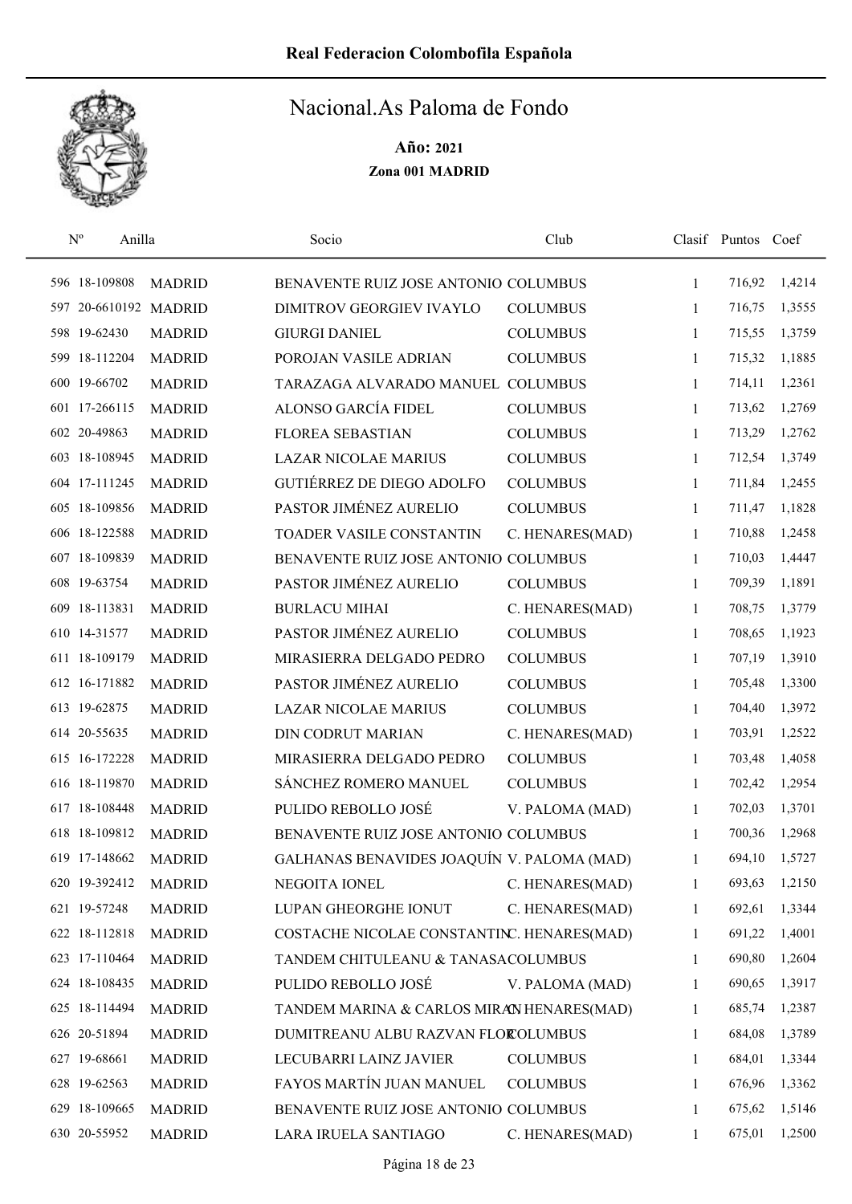# Real Federacion Colombofila Española

## Nacional.As Paloma de Fondo

**Año: 2021**

**Zona 001 MADRID**

| Nº | Anilla | | Socio | Club | Clasif | Puntos | Coef |
|---|---|---|---|---|---|---|---|
| 596 | 18-109808 | MADRID | BENAVENTE RUIZ JOSE ANTONIO | COLUMBUS | 1 | 716,92 | 1,4214 |
| 597 | 20-6610192 | MADRID | DIMITROV GEORGIEV IVAYLO | COLUMBUS | 1 | 716,75 | 1,3555 |
| 598 | 19-62430 | MADRID | GIURGI DANIEL | COLUMBUS | 1 | 715,55 | 1,3759 |
| 599 | 18-112204 | MADRID | POROJAN VASILE ADRIAN | COLUMBUS | 1 | 715,32 | 1,1885 |
| 600 | 19-66702 | MADRID | TARAZAGA ALVARADO MANUEL | COLUMBUS | 1 | 714,11 | 1,2361 |
| 601 | 17-266115 | MADRID | ALONSO GARCÍA FIDEL | COLUMBUS | 1 | 713,62 | 1,2769 |
| 602 | 20-49863 | MADRID | FLOREA SEBASTIAN | COLUMBUS | 1 | 713,29 | 1,2762 |
| 603 | 18-108945 | MADRID | LAZAR NICOLAE MARIUS | COLUMBUS | 1 | 712,54 | 1,3749 |
| 604 | 17-111245 | MADRID | GUTIÉRREZ DE DIEGO ADOLFO | COLUMBUS | 1 | 711,84 | 1,2455 |
| 605 | 18-109856 | MADRID | PASTOR JIMÉNEZ AURELIO | COLUMBUS | 1 | 711,47 | 1,1828 |
| 606 | 18-122588 | MADRID | TOADER VASILE CONSTANTIN | C. HENARES(MAD) | 1 | 710,88 | 1,2458 |
| 607 | 18-109839 | MADRID | BENAVENTE RUIZ JOSE ANTONIO | COLUMBUS | 1 | 710,03 | 1,4447 |
| 608 | 19-63754 | MADRID | PASTOR JIMÉNEZ AURELIO | COLUMBUS | 1 | 709,39 | 1,1891 |
| 609 | 18-113831 | MADRID | BURLACU MIHAI | C. HENARES(MAD) | 1 | 708,75 | 1,3779 |
| 610 | 14-31577 | MADRID | PASTOR JIMÉNEZ AURELIO | COLUMBUS | 1 | 708,65 | 1,1923 |
| 611 | 18-109179 | MADRID | MIRASIERRA DELGADO PEDRO | COLUMBUS | 1 | 707,19 | 1,3910 |
| 612 | 16-171882 | MADRID | PASTOR JIMÉNEZ AURELIO | COLUMBUS | 1 | 705,48 | 1,3300 |
| 613 | 19-62875 | MADRID | LAZAR NICOLAE MARIUS | COLUMBUS | 1 | 704,40 | 1,3972 |
| 614 | 20-55635 | MADRID | DIN CODRUT MARIAN | C. HENARES(MAD) | 1 | 703,91 | 1,2522 |
| 615 | 16-172228 | MADRID | MIRASIERRA DELGADO PEDRO | COLUMBUS | 1 | 703,48 | 1,4058 |
| 616 | 18-119870 | MADRID | SÁNCHEZ ROMERO MANUEL | COLUMBUS | 1 | 702,42 | 1,2954 |
| 617 | 18-108448 | MADRID | PULIDO REBOLLO JOSÉ | V. PALOMA (MAD) | 1 | 702,03 | 1,3701 |
| 618 | 18-109812 | MADRID | BENAVENTE RUIZ JOSE ANTONIO | COLUMBUS | 1 | 700,36 | 1,2968 |
| 619 | 17-148662 | MADRID | GALHANAS BENAVIDES JOAQUÍN | V. PALOMA (MAD) | 1 | 694,10 | 1,5727 |
| 620 | 19-392412 | MADRID | NEGOITA IONEL | C. HENARES(MAD) | 1 | 693,63 | 1,2150 |
| 621 | 19-57248 | MADRID | LUPAN GHEORGHE IONUT | C. HENARES(MAD) | 1 | 692,61 | 1,3344 |
| 622 | 18-112818 | MADRID | COSTACHE NICOLAE CONSTANTIN | C. HENARES(MAD) | 1 | 691,22 | 1,4001 |
| 623 | 17-110464 | MADRID | TANDEM CHITULEANU & TANASA | COLUMBUS | 1 | 690,80 | 1,2604 |
| 624 | 18-108435 | MADRID | PULIDO REBOLLO JOSÉ | V. PALOMA (MAD) | 1 | 690,65 | 1,3917 |
| 625 | 18-114494 | MADRID | TANDEM MARINA & CARLOS MIRA | C. HENARES(MAD) | 1 | 685,74 | 1,2387 |
| 626 | 20-51894 | MADRID | DUMITREANU ALBU RAZVAN FLOR | COLUMBUS | 1 | 684,08 | 1,3789 |
| 627 | 19-68661 | MADRID | LECUBARRI LAINZ JAVIER | COLUMBUS | 1 | 684,01 | 1,3344 |
| 628 | 19-62563 | MADRID | FAYOS MARTÍN JUAN MANUEL | COLUMBUS | 1 | 676,96 | 1,3362 |
| 629 | 18-109665 | MADRID | BENAVENTE RUIZ JOSE ANTONIO | COLUMBUS | 1 | 675,62 | 1,5146 |
| 630 | 20-55952 | MADRID | LARA IRUELA SANTIAGO | C. HENARES(MAD) | 1 | 675,01 | 1,2500 |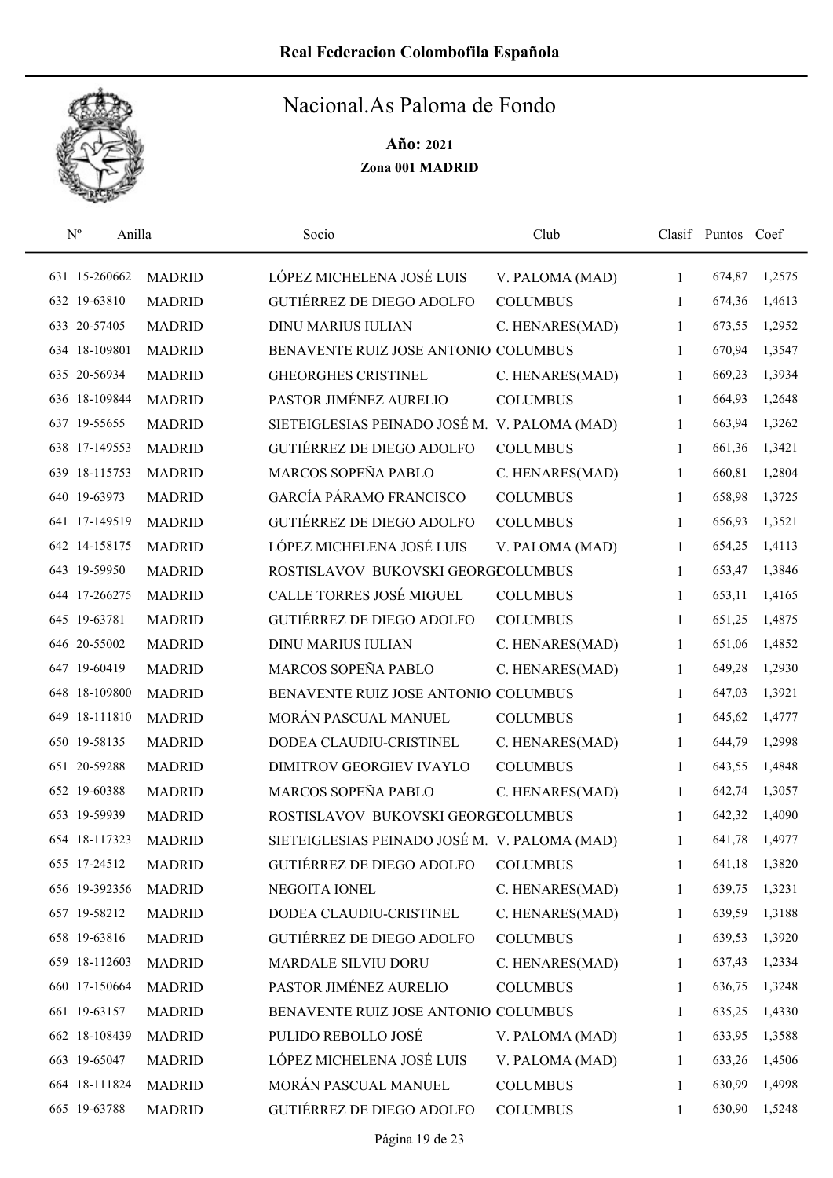# Real Federacion Colombofila Española

## Nacional.As Paloma de Fondo

**Año: 2021**

**Zona 001 MADRID**

| Nº | Anilla | | Socio | Club | Clasif | Puntos | Coef |
|---|---|---|---|---|---|---|---|
| 631 | 15-260662 | MADRID | LÓPEZ MICHELENA JOSÉ LUIS | V. PALOMA (MAD) | 1 | 674,87 | 1,2575 |
| 632 | 19-63810 | MADRID | GUTIÉRREZ DE DIEGO ADOLFO | COLUMBUS | 1 | 674,36 | 1,4613 |
| 633 | 20-57405 | MADRID | DINU MARIUS IULIAN | C. HENARES(MAD) | 1 | 673,55 | 1,2952 |
| 634 | 18-109801 | MADRID | BENAVENTE RUIZ JOSE ANTONIO | COLUMBUS | 1 | 670,94 | 1,3547 |
| 635 | 20-56934 | MADRID | GHEORGHES CRISTINEL | C. HENARES(MAD) | 1 | 669,23 | 1,3934 |
| 636 | 18-109844 | MADRID | PASTOR JIMÉNEZ AURELIO | COLUMBUS | 1 | 664,93 | 1,2648 |
| 637 | 19-55655 | MADRID | SIETEIGLESIAS PEINADO JOSÉ M. | V. PALOMA (MAD) | 1 | 663,94 | 1,3262 |
| 638 | 17-149553 | MADRID | GUTIÉRREZ DE DIEGO ADOLFO | COLUMBUS | 1 | 661,36 | 1,3421 |
| 639 | 18-115753 | MADRID | MARCOS SOPEÑA PABLO | C. HENARES(MAD) | 1 | 660,81 | 1,2804 |
| 640 | 19-63973 | MADRID | GARCÍA PÁRAMO FRANCISCO | COLUMBUS | 1 | 658,98 | 1,3725 |
| 641 | 17-149519 | MADRID | GUTIÉRREZ DE DIEGO ADOLFO | COLUMBUS | 1 | 656,93 | 1,3521 |
| 642 | 14-158175 | MADRID | LÓPEZ MICHELENA JOSÉ LUIS | V. PALOMA (MAD) | 1 | 654,25 | 1,4113 |
| 643 | 19-59950 | MADRID | ROSTISLAVOV BUKOVSKI GEORGI | COLUMBUS | 1 | 653,47 | 1,3846 |
| 644 | 17-266275 | MADRID | CALLE TORRES JOSÉ MIGUEL | COLUMBUS | 1 | 653,11 | 1,4165 |
| 645 | 19-63781 | MADRID | GUTIÉRREZ DE DIEGO ADOLFO | COLUMBUS | 1 | 651,25 | 1,4875 |
| 646 | 20-55002 | MADRID | DINU MARIUS IULIAN | C. HENARES(MAD) | 1 | 651,06 | 1,4852 |
| 647 | 19-60419 | MADRID | MARCOS SOPEÑA PABLO | C. HENARES(MAD) | 1 | 649,28 | 1,2930 |
| 648 | 18-109800 | MADRID | BENAVENTE RUIZ JOSE ANTONIO | COLUMBUS | 1 | 647,03 | 1,3921 |
| 649 | 18-111810 | MADRID | MORÁN PASCUAL MANUEL | COLUMBUS | 1 | 645,62 | 1,4777 |
| 650 | 19-58135 | MADRID | DODEA CLAUDIU-CRISTINEL | C. HENARES(MAD) | 1 | 644,79 | 1,2998 |
| 651 | 20-59288 | MADRID | DIMITROV GEORGIEV IVAYLO | COLUMBUS | 1 | 643,55 | 1,4848 |
| 652 | 19-60388 | MADRID | MARCOS SOPEÑA PABLO | C. HENARES(MAD) | 1 | 642,74 | 1,3057 |
| 653 | 19-59939 | MADRID | ROSTISLAVOV BUKOVSKI GEORGI | COLUMBUS | 1 | 642,32 | 1,4090 |
| 654 | 18-117323 | MADRID | SIETEIGLESIAS PEINADO JOSÉ M. | V. PALOMA (MAD) | 1 | 641,78 | 1,4977 |
| 655 | 17-24512 | MADRID | GUTIÉRREZ DE DIEGO ADOLFO | COLUMBUS | 1 | 641,18 | 1,3820 |
| 656 | 19-392356 | MADRID | NEGOITA IONEL | C. HENARES(MAD) | 1 | 639,75 | 1,3231 |
| 657 | 19-58212 | MADRID | DODEA CLAUDIU-CRISTINEL | C. HENARES(MAD) | 1 | 639,59 | 1,3188 |
| 658 | 19-63816 | MADRID | GUTIÉRREZ DE DIEGO ADOLFO | COLUMBUS | 1 | 639,53 | 1,3920 |
| 659 | 18-112603 | MADRID | MARDALE SILVIU DORU | C. HENARES(MAD) | 1 | 637,43 | 1,2334 |
| 660 | 17-150664 | MADRID | PASTOR JIMÉNEZ AURELIO | COLUMBUS | 1 | 636,75 | 1,3248 |
| 661 | 19-63157 | MADRID | BENAVENTE RUIZ JOSE ANTONIO | COLUMBUS | 1 | 635,25 | 1,4330 |
| 662 | 18-108439 | MADRID | PULIDO REBOLLO JOSÉ | V. PALOMA (MAD) | 1 | 633,95 | 1,3588 |
| 663 | 19-65047 | MADRID | LÓPEZ MICHELENA JOSÉ LUIS | V. PALOMA (MAD) | 1 | 633,26 | 1,4506 |
| 664 | 18-111824 | MADRID | MORÁN PASCUAL MANUEL | COLUMBUS | 1 | 630,99 | 1,4998 |
| 665 | 19-63788 | MADRID | GUTIÉRREZ DE DIEGO ADOLFO | COLUMBUS | 1 | 630,90 | 1,5248 |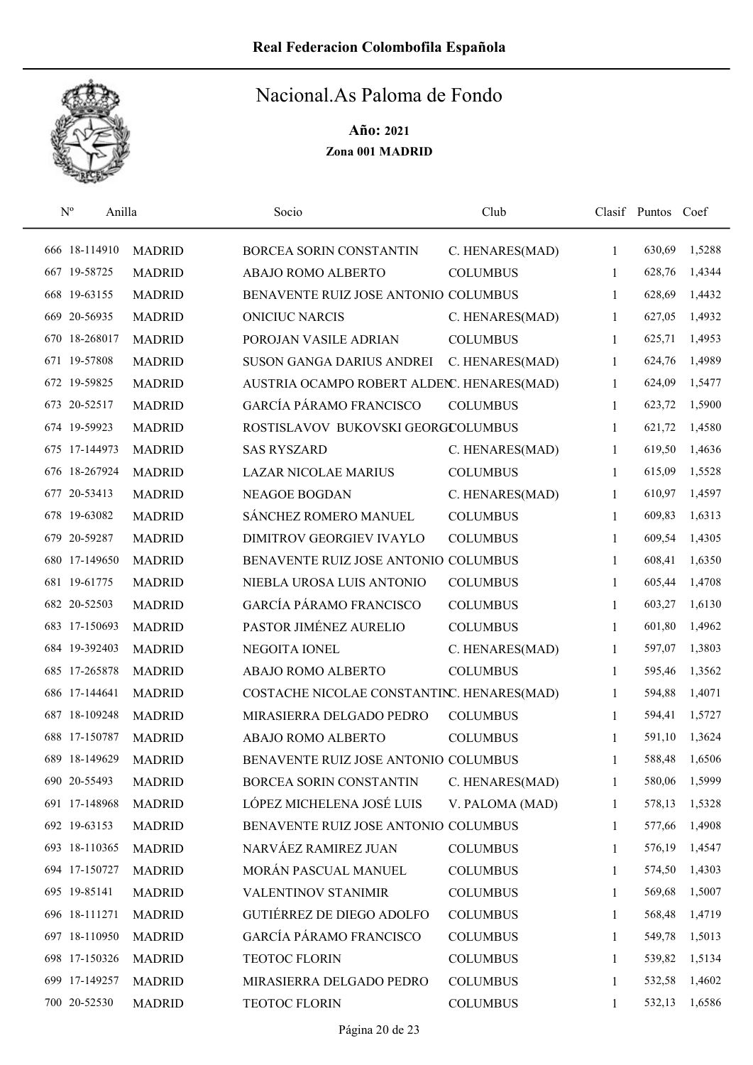# Real Federacion Colombofila Española

## Nacional.As Paloma de Fondo

**Año: 2021**

**Zona 001 MADRID**

| Nº | Anilla | | Socio | Club | Clasif | Puntos | Coef |
|---|---|---|---|---|---|---|---|
| 666 | 18-114910 | MADRID | BORCEA SORIN CONSTANTIN | C. HENARES(MAD) | 1 | 630,69 | 1,5288 |
| 667 | 19-58725 | MADRID | ABAJO ROMO ALBERTO | COLUMBUS | 1 | 628,76 | 1,4344 |
| 668 | 19-63155 | MADRID | BENAVENTE RUIZ JOSE ANTONIO | COLUMBUS | 1 | 628,69 | 1,4432 |
| 669 | 20-56935 | MADRID | ONICIUC NARCIS | C. HENARES(MAD) | 1 | 627,05 | 1,4932 |
| 670 | 18-268017 | MADRID | POROJAN VASILE ADRIAN | COLUMBUS | 1 | 625,71 | 1,4953 |
| 671 | 19-57808 | MADRID | SUSON GANGA DARIUS ANDREI | C. HENARES(MAD) | 1 | 624,76 | 1,4989 |
| 672 | 19-59825 | MADRID | AUSTRIA OCAMPO ROBERT ALDEN | C. HENARES(MAD) | 1 | 624,09 | 1,5477 |
| 673 | 20-52517 | MADRID | GARCÍA PÁRAMO FRANCISCO | COLUMBUS | 1 | 623,72 | 1,5900 |
| 674 | 19-59923 | MADRID | ROSTISLAVOV BUKOVSKI GEORGI | COLUMBUS | 1 | 621,72 | 1,4580 |
| 675 | 17-144973 | MADRID | SAS RYSZARD | C. HENARES(MAD) | 1 | 619,50 | 1,4636 |
| 676 | 18-267924 | MADRID | LAZAR NICOLAE MARIUS | COLUMBUS | 1 | 615,09 | 1,5528 |
| 677 | 20-53413 | MADRID | NEAGOE BOGDAN | C. HENARES(MAD) | 1 | 610,97 | 1,4597 |
| 678 | 19-63082 | MADRID | SÁNCHEZ ROMERO MANUEL | COLUMBUS | 1 | 609,83 | 1,6313 |
| 679 | 20-59287 | MADRID | DIMITROV GEORGIEV IVAYLO | COLUMBUS | 1 | 609,54 | 1,4305 |
| 680 | 17-149650 | MADRID | BENAVENTE RUIZ JOSE ANTONIO | COLUMBUS | 1 | 608,41 | 1,6350 |
| 681 | 19-61775 | MADRID | NIEBLA UROSA LUIS ANTONIO | COLUMBUS | 1 | 605,44 | 1,4708 |
| 682 | 20-52503 | MADRID | GARCÍA PÁRAMO FRANCISCO | COLUMBUS | 1 | 603,27 | 1,6130 |
| 683 | 17-150693 | MADRID | PASTOR JIMÉNEZ AURELIO | COLUMBUS | 1 | 601,80 | 1,4962 |
| 684 | 19-392403 | MADRID | NEGOITA IONEL | C. HENARES(MAD) | 1 | 597,07 | 1,3803 |
| 685 | 17-265878 | MADRID | ABAJO ROMO ALBERTO | COLUMBUS | 1 | 595,46 | 1,3562 |
| 686 | 17-144641 | MADRID | COSTACHE NICOLAE CONSTANTIN | C. HENARES(MAD) | 1 | 594,88 | 1,4071 |
| 687 | 18-109248 | MADRID | MIRASIERRA DELGADO PEDRO | COLUMBUS | 1 | 594,41 | 1,5727 |
| 688 | 17-150787 | MADRID | ABAJO ROMO ALBERTO | COLUMBUS | 1 | 591,10 | 1,3624 |
| 689 | 18-149629 | MADRID | BENAVENTE RUIZ JOSE ANTONIO | COLUMBUS | 1 | 588,48 | 1,6506 |
| 690 | 20-55493 | MADRID | BORCEA SORIN CONSTANTIN | C. HENARES(MAD) | 1 | 580,06 | 1,5999 |
| 691 | 17-148968 | MADRID | LÓPEZ MICHELENA JOSÉ LUIS | V. PALOMA (MAD) | 1 | 578,13 | 1,5328 |
| 692 | 19-63153 | MADRID | BENAVENTE RUIZ JOSE ANTONIO | COLUMBUS | 1 | 577,66 | 1,4908 |
| 693 | 18-110365 | MADRID | NARVÁEZ RAMIREZ JUAN | COLUMBUS | 1 | 576,19 | 1,4547 |
| 694 | 17-150727 | MADRID | MORÁN PASCUAL MANUEL | COLUMBUS | 1 | 574,50 | 1,4303 |
| 695 | 19-85141 | MADRID | VALENTINOV STANIMIR | COLUMBUS | 1 | 569,68 | 1,5007 |
| 696 | 18-111271 | MADRID | GUTIÉRREZ DE DIEGO ADOLFO | COLUMBUS | 1 | 568,48 | 1,4719 |
| 697 | 18-110950 | MADRID | GARCÍA PÁRAMO FRANCISCO | COLUMBUS | 1 | 549,78 | 1,5013 |
| 698 | 17-150326 | MADRID | TEOTOC FLORIN | COLUMBUS | 1 | 539,82 | 1,5134 |
| 699 | 17-149257 | MADRID | MIRASIERRA DELGADO PEDRO | COLUMBUS | 1 | 532,58 | 1,4602 |
| 700 | 20-52530 | MADRID | TEOTOC FLORIN | COLUMBUS | 1 | 532,13 | 1,6586 |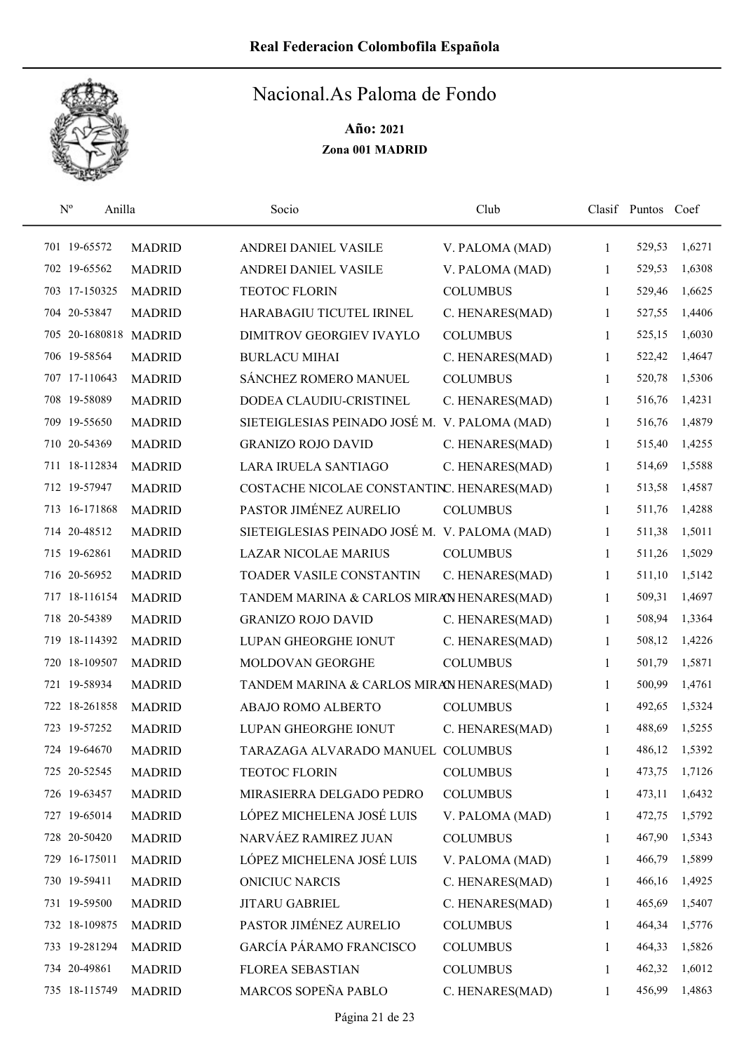# Real Federacion Colombofila Española

## Nacional.As Paloma de Fondo

**Año: 2021**

**Zona 001 MADRID**

| Nº | Anilla | | Socio | Club | Clasif | Puntos | Coef |
|---|---|---|---|---|---|---|---|
| 701 | 19-65572 | MADRID | ANDREI DANIEL VASILE | V. PALOMA (MAD) | 1 | 529,53 | 1,6271 |
| 702 | 19-65562 | MADRID | ANDREI DANIEL VASILE | V. PALOMA (MAD) | 1 | 529,53 | 1,6308 |
| 703 | 17-150325 | MADRID | TEOTOC FLORIN | COLUMBUS | 1 | 529,46 | 1,6625 |
| 704 | 20-53847 | MADRID | HARABAGIU TICUTEL IRINEL | C. HENARES(MAD) | 1 | 527,55 | 1,4406 |
| 705 | 20-1680818 | MADRID | DIMITROV GEORGIEV IVAYLO | COLUMBUS | 1 | 525,15 | 1,6030 |
| 706 | 19-58564 | MADRID | BURLACU MIHAI | C. HENARES(MAD) | 1 | 522,42 | 1,4647 |
| 707 | 17-110643 | MADRID | SÁNCHEZ ROMERO MANUEL | COLUMBUS | 1 | 520,78 | 1,5306 |
| 708 | 19-58089 | MADRID | DODEA CLAUDIU-CRISTINEL | C. HENARES(MAD) | 1 | 516,76 | 1,4231 |
| 709 | 19-55650 | MADRID | SIETEIGLESIAS PEINADO JOSÉ M. | V. PALOMA (MAD) | 1 | 516,76 | 1,4879 |
| 710 | 20-54369 | MADRID | GRANIZO ROJO DAVID | C. HENARES(MAD) | 1 | 515,40 | 1,4255 |
| 711 | 18-112834 | MADRID | LARA IRUELA SANTIAGO | C. HENARES(MAD) | 1 | 514,69 | 1,5588 |
| 712 | 19-57947 | MADRID | COSTACHE NICOLAE CONSTANTIN | C. HENARES(MAD) | 1 | 513,58 | 1,4587 |
| 713 | 16-171868 | MADRID | PASTOR JIMÉNEZ AURELIO | COLUMBUS | 1 | 511,76 | 1,4288 |
| 714 | 20-48512 | MADRID | SIETEIGLESIAS PEINADO JOSÉ M. | V. PALOMA (MAD) | 1 | 511,38 | 1,5011 |
| 715 | 19-62861 | MADRID | LAZAR NICOLAE MARIUS | COLUMBUS | 1 | 511,26 | 1,5029 |
| 716 | 20-56952 | MADRID | TOADER VASILE CONSTANTIN | C. HENARES(MAD) | 1 | 511,10 | 1,5142 |
| 717 | 18-116154 | MADRID | TANDEM MARINA & CARLOS MIRAN | C. HENARES(MAD) | 1 | 509,31 | 1,4697 |
| 718 | 20-54389 | MADRID | GRANIZO ROJO DAVID | C. HENARES(MAD) | 1 | 508,94 | 1,3364 |
| 719 | 18-114392 | MADRID | LUPAN GHEORGHE IONUT | C. HENARES(MAD) | 1 | 508,12 | 1,4226 |
| 720 | 18-109507 | MADRID | MOLDOVAN GEORGHE | COLUMBUS | 1 | 501,79 | 1,5871 |
| 721 | 19-58934 | MADRID | TANDEM MARINA & CARLOS MIRAN | C. HENARES(MAD) | 1 | 500,99 | 1,4761 |
| 722 | 18-261858 | MADRID | ABAJO ROMO ALBERTO | COLUMBUS | 1 | 492,65 | 1,5324 |
| 723 | 19-57252 | MADRID | LUPAN GHEORGHE IONUT | C. HENARES(MAD) | 1 | 488,69 | 1,5255 |
| 724 | 19-64670 | MADRID | TARAZAGA ALVARADO MANUEL | COLUMBUS | 1 | 486,12 | 1,5392 |
| 725 | 20-52545 | MADRID | TEOTOC FLORIN | COLUMBUS | 1 | 473,75 | 1,7126 |
| 726 | 19-63457 | MADRID | MIRASIERRA DELGADO PEDRO | COLUMBUS | 1 | 473,11 | 1,6432 |
| 727 | 19-65014 | MADRID | LÓPEZ MICHELENA JOSÉ LUIS | V. PALOMA (MAD) | 1 | 472,75 | 1,5792 |
| 728 | 20-50420 | MADRID | NARVÁEZ RAMIREZ JUAN | COLUMBUS | 1 | 467,90 | 1,5343 |
| 729 | 16-175011 | MADRID | LÓPEZ MICHELENA JOSÉ LUIS | V. PALOMA (MAD) | 1 | 466,79 | 1,5899 |
| 730 | 19-59411 | MADRID | ONICIUC NARCIS | C. HENARES(MAD) | 1 | 466,16 | 1,4925 |
| 731 | 19-59500 | MADRID | JITARU GABRIEL | C. HENARES(MAD) | 1 | 465,69 | 1,5407 |
| 732 | 18-109875 | MADRID | PASTOR JIMÉNEZ AURELIO | COLUMBUS | 1 | 464,34 | 1,5776 |
| 733 | 19-281294 | MADRID | GARCÍA PÁRAMO FRANCISCO | COLUMBUS | 1 | 464,33 | 1,5826 |
| 734 | 20-49861 | MADRID | FLOREA SEBASTIAN | COLUMBUS | 1 | 462,32 | 1,6012 |
| 735 | 18-115749 | MADRID | MARCOS SOPEÑA PABLO | C. HENARES(MAD) | 1 | 456,99 | 1,4863 |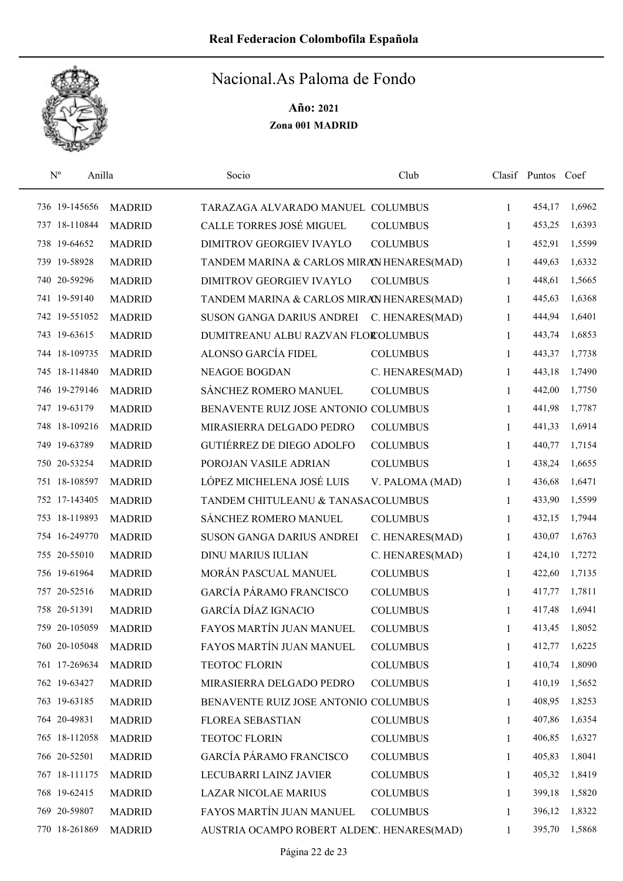# Real Federacion Colombofila Española

## Nacional.As Paloma de Fondo

**Año: 2021**

**Zona 001 MADRID**

| Nº | Anilla | | Socio | Club | Clasif | Puntos | Coef |
|---|---|---|---|---|---|---|---|
| 736 | 19-145656 | MADRID | TARAZAGA ALVARADO MANUEL | COLUMBUS | 1 | 454,17 | 1,6962 |
| 737 | 18-110844 | MADRID | CALLE TORRES JOSÉ MIGUEL | COLUMBUS | 1 | 453,25 | 1,6393 |
| 738 | 19-64652 | MADRID | DIMITROV GEORGIEV IVAYLO | COLUMBUS | 1 | 452,91 | 1,5599 |
| 739 | 19-58928 | MADRID | TANDEM MARINA & CARLOS MIRAN | C. HENARES(MAD) | 1 | 449,63 | 1,6332 |
| 740 | 20-59296 | MADRID | DIMITROV GEORGIEV IVAYLO | COLUMBUS | 1 | 448,61 | 1,5665 |
| 741 | 19-59140 | MADRID | TANDEM MARINA & CARLOS MIRAN | C. HENARES(MAD) | 1 | 445,63 | 1,6368 |
| 742 | 19-551052 | MADRID | SUSON GANGA DARIUS ANDREI | C. HENARES(MAD) | 1 | 444,94 | 1,6401 |
| 743 | 19-63615 | MADRID | DUMITREANU ALBU RAZVAN FLOR | COLUMBUS | 1 | 443,74 | 1,6853 |
| 744 | 18-109735 | MADRID | ALONSO GARCÍA FIDEL | COLUMBUS | 1 | 443,37 | 1,7738 |
| 745 | 18-114840 | MADRID | NEAGOE BOGDAN | C. HENARES(MAD) | 1 | 443,18 | 1,7490 |
| 746 | 19-279146 | MADRID | SÁNCHEZ ROMERO MANUEL | COLUMBUS | 1 | 442,00 | 1,7750 |
| 747 | 19-63179 | MADRID | BENAVENTE RUIZ JOSE ANTONIO | COLUMBUS | 1 | 441,98 | 1,7787 |
| 748 | 18-109216 | MADRID | MIRASIERRA DELGADO PEDRO | COLUMBUS | 1 | 441,33 | 1,6914 |
| 749 | 19-63789 | MADRID | GUTIÉRREZ DE DIEGO ADOLFO | COLUMBUS | 1 | 440,77 | 1,7154 |
| 750 | 20-53254 | MADRID | POROJAN VASILE ADRIAN | COLUMBUS | 1 | 438,24 | 1,6655 |
| 751 | 18-108597 | MADRID | LÓPEZ MICHELENA JOSÉ LUIS | V. PALOMA (MAD) | 1 | 436,68 | 1,6471 |
| 752 | 17-143405 | MADRID | TANDEM CHITULEANU & TANASA | COLUMBUS | 1 | 433,90 | 1,5599 |
| 753 | 18-119893 | MADRID | SÁNCHEZ ROMERO MANUEL | COLUMBUS | 1 | 432,15 | 1,7944 |
| 754 | 16-249770 | MADRID | SUSON GANGA DARIUS ANDREI | C. HENARES(MAD) | 1 | 430,07 | 1,6763 |
| 755 | 20-55010 | MADRID | DINU MARIUS IULIAN | C. HENARES(MAD) | 1 | 424,10 | 1,7272 |
| 756 | 19-61964 | MADRID | MORÁN PASCUAL MANUEL | COLUMBUS | 1 | 422,60 | 1,7135 |
| 757 | 20-52516 | MADRID | GARCÍA PÁRAMO FRANCISCO | COLUMBUS | 1 | 417,77 | 1,7811 |
| 758 | 20-51391 | MADRID | GARCÍA DÍAZ IGNACIO | COLUMBUS | 1 | 417,48 | 1,6941 |
| 759 | 20-105059 | MADRID | FAYOS MARTÍN JUAN MANUEL | COLUMBUS | 1 | 413,45 | 1,8052 |
| 760 | 20-105048 | MADRID | FAYOS MARTÍN JUAN MANUEL | COLUMBUS | 1 | 412,77 | 1,6225 |
| 761 | 17-269634 | MADRID | TEOTOC FLORIN | COLUMBUS | 1 | 410,74 | 1,8090 |
| 762 | 19-63427 | MADRID | MIRASIERRA DELGADO PEDRO | COLUMBUS | 1 | 410,19 | 1,5652 |
| 763 | 19-63185 | MADRID | BENAVENTE RUIZ JOSE ANTONIO | COLUMBUS | 1 | 408,95 | 1,8253 |
| 764 | 20-49831 | MADRID | FLOREA SEBASTIAN | COLUMBUS | 1 | 407,86 | 1,6354 |
| 765 | 18-112058 | MADRID | TEOTOC FLORIN | COLUMBUS | 1 | 406,85 | 1,6327 |
| 766 | 20-52501 | MADRID | GARCÍA PÁRAMO FRANCISCO | COLUMBUS | 1 | 405,83 | 1,8041 |
| 767 | 18-111175 | MADRID | LECUBARRI LAINZ JAVIER | COLUMBUS | 1 | 405,32 | 1,8419 |
| 768 | 19-62415 | MADRID | LAZAR NICOLAE MARIUS | COLUMBUS | 1 | 399,18 | 1,5820 |
| 769 | 20-59807 | MADRID | FAYOS MARTÍN JUAN MANUEL | COLUMBUS | 1 | 396,12 | 1,8322 |
| 770 | 18-261869 | MADRID | AUSTRIA OCAMPO ROBERT ALDEN | C. HENARES(MAD) | 1 | 395,70 | 1,5868 |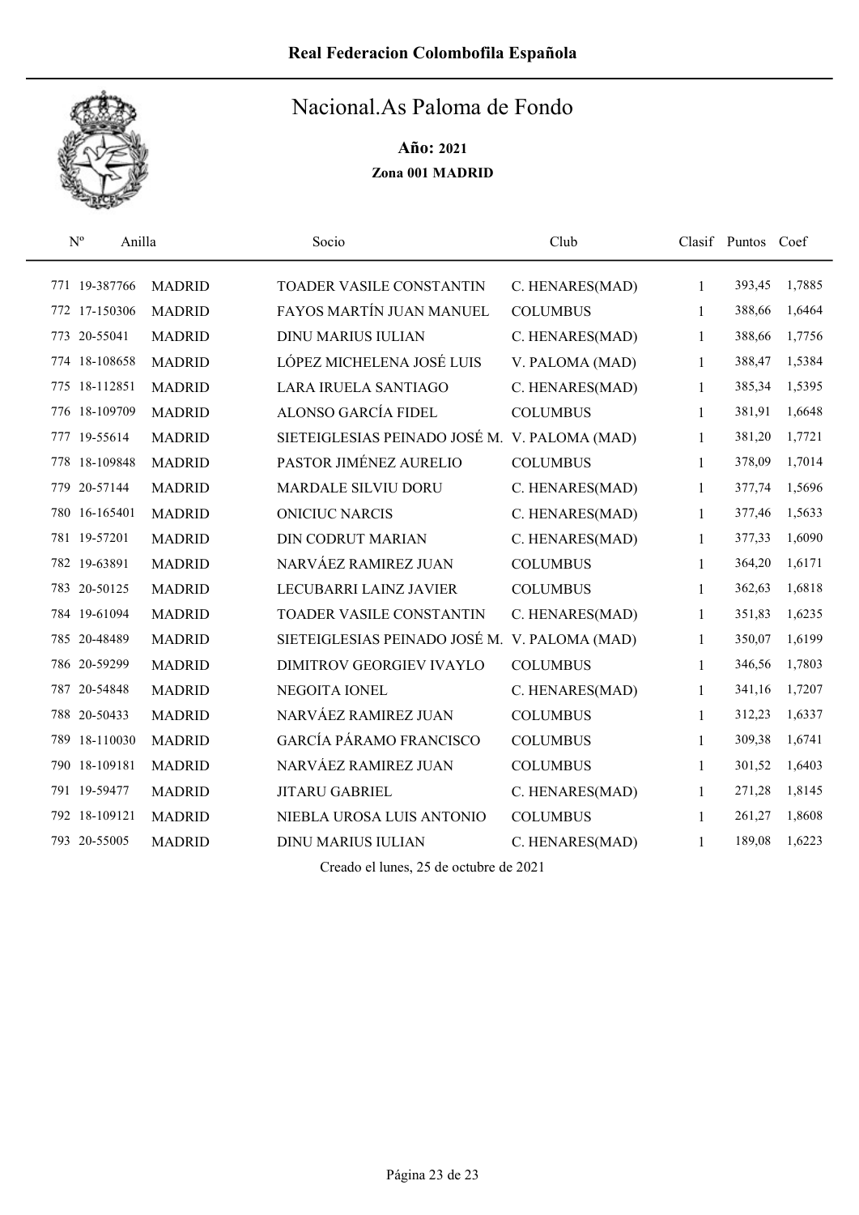# Real Federacion Colombofila Española

## Nacional.As Paloma de Fondo

**Año: 2021**

**Zona 001 MADRID**

| Nº | Anilla | | Socio | Club | Clasif | Puntos | Coef |
|---|---|---|---|---|---|---|---|
| 771 | 19-387766 | MADRID | TOADER VASILE CONSTANTIN | C. HENARES(MAD) | 1 | 393,45 | 1,7885 |
| 772 | 17-150306 | MADRID | FAYOS MARTÍN JUAN MANUEL | COLUMBUS | 1 | 388,66 | 1,6464 |
| 773 | 20-55041 | MADRID | DINU MARIUS IULIAN | C. HENARES(MAD) | 1 | 388,66 | 1,7756 |
| 774 | 18-108658 | MADRID | LÓPEZ MICHELENA JOSÉ LUIS | V. PALOMA (MAD) | 1 | 388,47 | 1,5384 |
| 775 | 18-112851 | MADRID | LARA IRUELA SANTIAGO | C. HENARES(MAD) | 1 | 385,34 | 1,5395 |
| 776 | 18-109709 | MADRID | ALONSO GARCÍA FIDEL | COLUMBUS | 1 | 381,91 | 1,6648 |
| 777 | 19-55614 | MADRID | SIETEIGLESIAS PEINADO JOSÉ M. | V. PALOMA (MAD) | 1 | 381,20 | 1,7721 |
| 778 | 18-109848 | MADRID | PASTOR JIMÉNEZ AURELIO | COLUMBUS | 1 | 378,09 | 1,7014 |
| 779 | 20-57144 | MADRID | MARDALE SILVIU DORU | C. HENARES(MAD) | 1 | 377,74 | 1,5696 |
| 780 | 16-165401 | MADRID | ONICIUC NARCIS | C. HENARES(MAD) | 1 | 377,46 | 1,5633 |
| 781 | 19-57201 | MADRID | DIN CODRUT MARIAN | C. HENARES(MAD) | 1 | 377,33 | 1,6090 |
| 782 | 19-63891 | MADRID | NARVÁEZ RAMIREZ JUAN | COLUMBUS | 1 | 364,20 | 1,6171 |
| 783 | 20-50125 | MADRID | LECUBARRI LAINZ JAVIER | COLUMBUS | 1 | 362,63 | 1,6818 |
| 784 | 19-61094 | MADRID | TOADER VASILE CONSTANTIN | C. HENARES(MAD) | 1 | 351,83 | 1,6235 |
| 785 | 20-48489 | MADRID | SIETEIGLESIAS PEINADO JOSÉ M. | V. PALOMA (MAD) | 1 | 350,07 | 1,6199 |
| 786 | 20-59299 | MADRID | DIMITROV GEORGIEV IVAYLO | COLUMBUS | 1 | 346,56 | 1,7803 |
| 787 | 20-54848 | MADRID | NEGOITA IONEL | C. HENARES(MAD) | 1 | 341,16 | 1,7207 |
| 788 | 20-50433 | MADRID | NARVÁEZ RAMIREZ JUAN | COLUMBUS | 1 | 312,23 | 1,6337 |
| 789 | 18-110030 | MADRID | GARCÍA PÁRAMO FRANCISCO | COLUMBUS | 1 | 309,38 | 1,6741 |
| 790 | 18-109181 | MADRID | NARVÁEZ RAMIREZ JUAN | COLUMBUS | 1 | 301,52 | 1,6403 |
| 791 | 19-59477 | MADRID | JITARU GABRIEL | C. HENARES(MAD) | 1 | 271,28 | 1,8145 |
| 792 | 18-109121 | MADRID | NIEBLA UROSA LUIS ANTONIO | COLUMBUS | 1 | 261,27 | 1,8608 |
| 793 | 20-55005 | MADRID | DINU MARIUS IULIAN | C. HENARES(MAD) | 1 | 189,08 | 1,6223 |

Creado el lunes, 25 de octubre de 2021